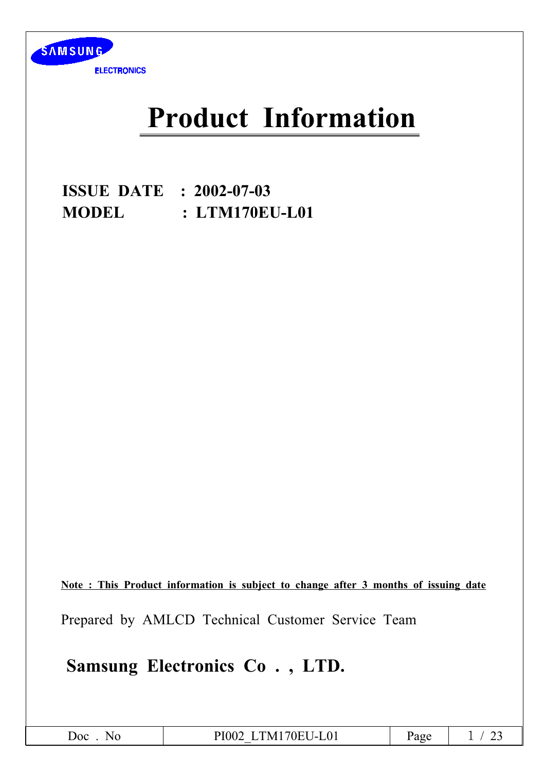SAMSUNG ELECTRONICS

# Product Information

**ISSUE DATE : 2002-07-03**
**MODEL : LTM170EU-L01**

**Note : This Product information is subject to change after 3 months of issuing date**

Prepared by AMLCD Technical Customer Service Team

## Samsung Electronics Co . , LTD.

| Doc . No | PI002_LTM170EU-L01 | Page | 1 / 23 |
|---|---|---|---|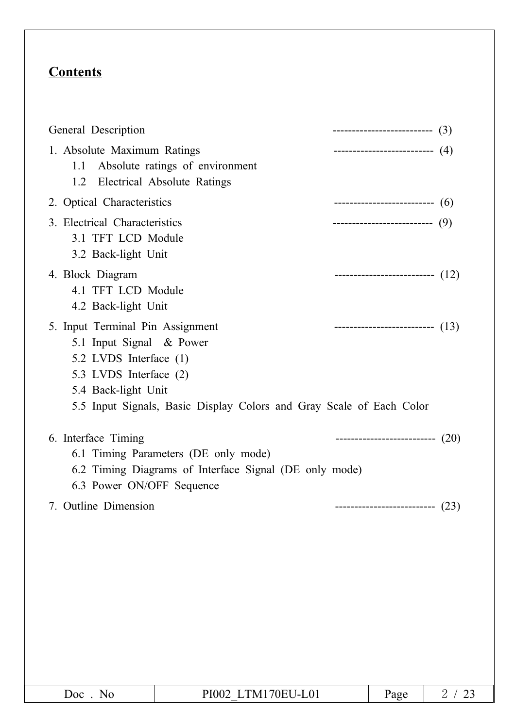## Contents

General Description -------------------------- (3)

1. Absolute Maximum Ratings -------------------------- (4)
   - 1.1 Absolute ratings of environment
   - 1.2 Electrical Absolute Ratings
2. Optical Characteristics -------------------------- (6)
3. Electrical Characteristics -------------------------- (9)
   - 3.1 TFT LCD Module
   - 3.2 Back-light Unit
4. Block Diagram -------------------------- (12)
   - 4.1 TFT LCD Module
   - 4.2 Back-light Unit
5. Input Terminal Pin Assignment -------------------------- (13)
   - 5.1 Input Signal & Power
   - 5.2 LVDS Interface (1)
   - 5.3 LVDS Interface (2)
   - 5.4 Back-light Unit
   - 5.5 Input Signals, Basic Display Colors and Gray Scale of Each Color
6. Interface Timing -------------------------- (20)
   - 6.1 Timing Parameters (DE only mode)
   - 6.2 Timing Diagrams of Interface Signal (DE only mode)
   - 6.3 Power ON/OFF Sequence
7. Outline Dimension -------------------------- (23)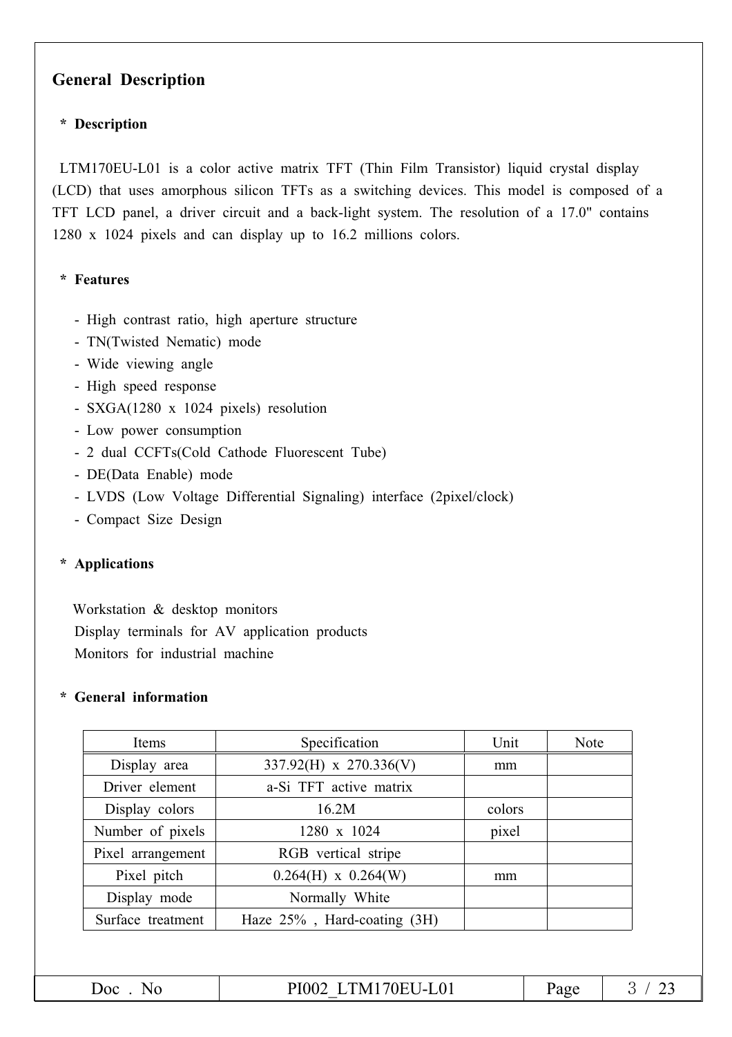## General Description

### * Description

LTM170EU-L01 is a color active matrix TFT (Thin Film Transistor) liquid crystal display (LCD) that uses amorphous silicon TFTs as a switching devices. This model is composed of a TFT LCD panel, a driver circuit and a back-light system. The resolution of a 17.0" contains 1280 x 1024 pixels and can display up to 16.2 millions colors.

### * Features

- High contrast ratio, high aperture structure
- TN(Twisted Nematic) mode
- Wide viewing angle
- High speed response
- SXGA(1280 x 1024 pixels) resolution
- Low power consumption
- 2 dual CCFTs(Cold Cathode Fluorescent Tube)
- DE(Data Enable) mode
- LVDS (Low Voltage Differential Signaling) interface (2pixel/clock)
- Compact Size Design

### * Applications

Workstation & desktop monitors
Display terminals for AV application products
Monitors for industrial machine

### * General information

| Items | Specification | Unit | Note |
|---|---|---|---|
| Display area | 337.92(H) x 270.336(V) | mm | |
| Driver element | a-Si TFT active matrix | | |
| Display colors | 16.2M | colors | |
| Number of pixels | 1280 x 1024 | pixel | |
| Pixel arrangement | RGB vertical stripe | | |
| Pixel pitch | 0.264(H) x 0.264(W) | mm | |
| Display mode | Normally White | | |
| Surface treatment | Haze 25% , Hard-coating (3H) | | |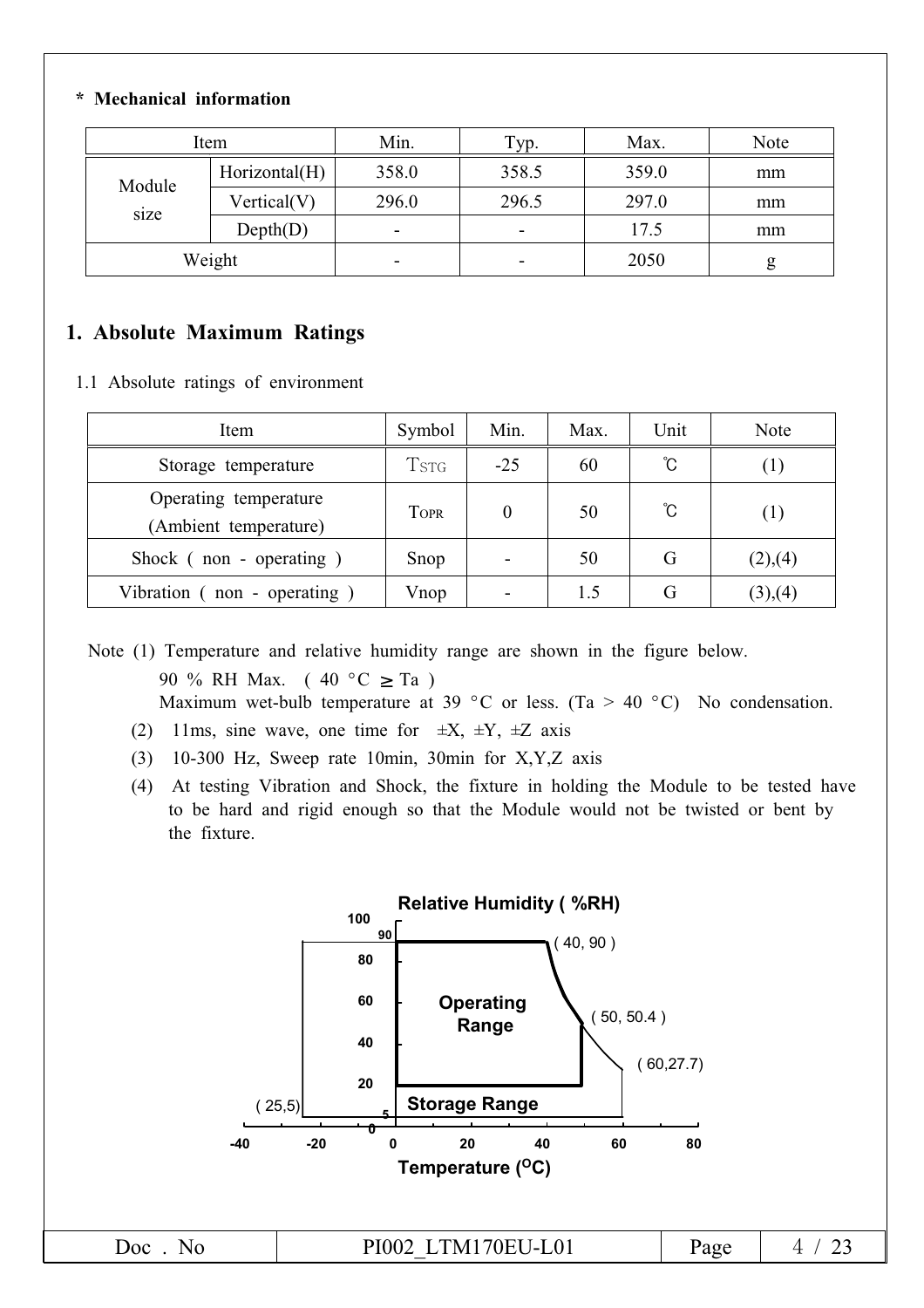**\* Mechanical information**

| Item | | Min. | Typ. | Max. | Note |
|---|---|---|---|---|---|
| Module size | Horizontal(H) | 358.0 | 358.5 | 359.0 | mm |
| | Vertical(V) | 296.0 | 296.5 | 297.0 | mm |
| | Depth(D) | - | - | 17.5 | mm |
| Weight | | - | - | 2050 | g |

## 1. Absolute Maximum Ratings

1.1 Absolute ratings of environment

| Item | Symbol | Min. | Max. | Unit | Note |
|---|---|---|---|---|---|
| Storage temperature | $T_{STG}$ | -25 | 60 | ℃ | (1) |
| Operating temperature (Ambient temperature) | $T_{OPR}$ | 0 | 50 | ℃ | (1) |
| Shock ( non - operating ) | Snop | - | 50 | G | (2),(4) |
| Vibration ( non - operating ) | Vnop | - | 1.5 | G | (3),(4) |

Note (1) Temperature and relative humidity range are shown in the figure below.
90 % RH Max. ( 40 °C ≥ Ta )
Maximum wet-bulb temperature at 39 °C or less. (Ta > 40 °C) No condensation.

(2) 11ms, sine wave, one time for ±X, ±Y, ±Z axis

(3) 10-300 Hz, Sweep rate 10min, 30min for X,Y,Z axis

(4) At testing Vibration and Shock, the fixture in holding the Module to be tested have to be hard and rigid enough so that the Module would not be twisted or bent by the fixture.

Relative Humidity ( %RH )

Operating Range

Storage Range

( 40, 90 )

( 50, 50.4 )

( 60,27.7)

( 25,5)

Temperature (°C)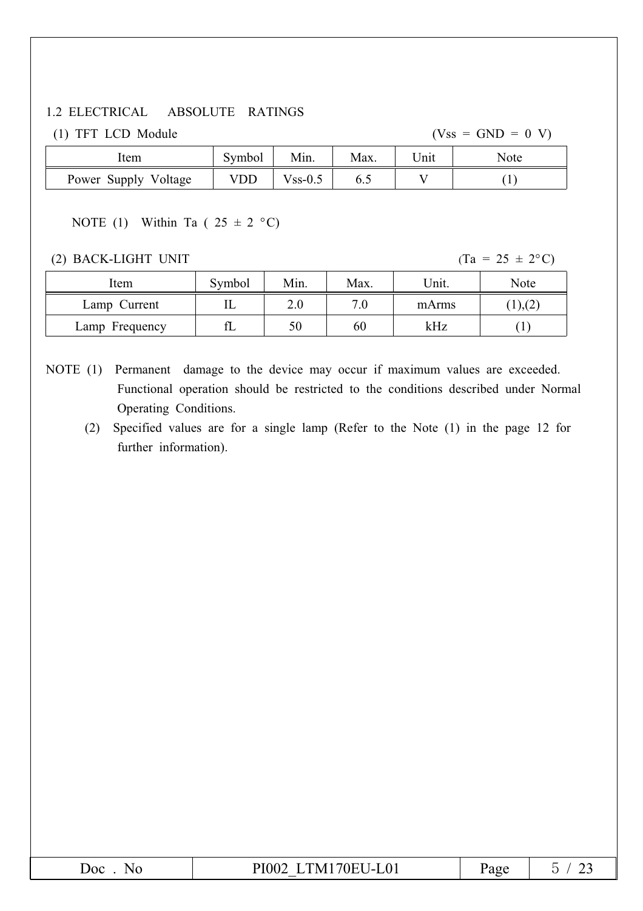### 1.2 ELECTRICAL ABSOLUTE RATINGS

(1) TFT LCD Module (Vss = GND = 0 V)

| Item | Symbol | Min. | Max. | Unit | Note |
|---|---|---|---|---|---|
| Power Supply Voltage | VDD | Vss-0.5 | 6.5 | V | (1) |

NOTE (1) Within Ta ( 25 ± 2 °C)

(2) BACK-LIGHT UNIT (Ta = 25 ± 2°C)

| Item | Symbol | Min. | Max. | Unit. | Note |
|---|---|---|---|---|---|
| Lamp Current | IL | 2.0 | 7.0 | mArms | (1),(2) |
| Lamp Frequency | fL | 50 | 60 | kHz | (1) |

NOTE (1) Permanent damage to the device may occur if maximum values are exceeded. Functional operation should be restricted to the conditions described under Normal Operating Conditions.

(2) Specified values are for a single lamp (Refer to the Note (1) in the page 12 for further information).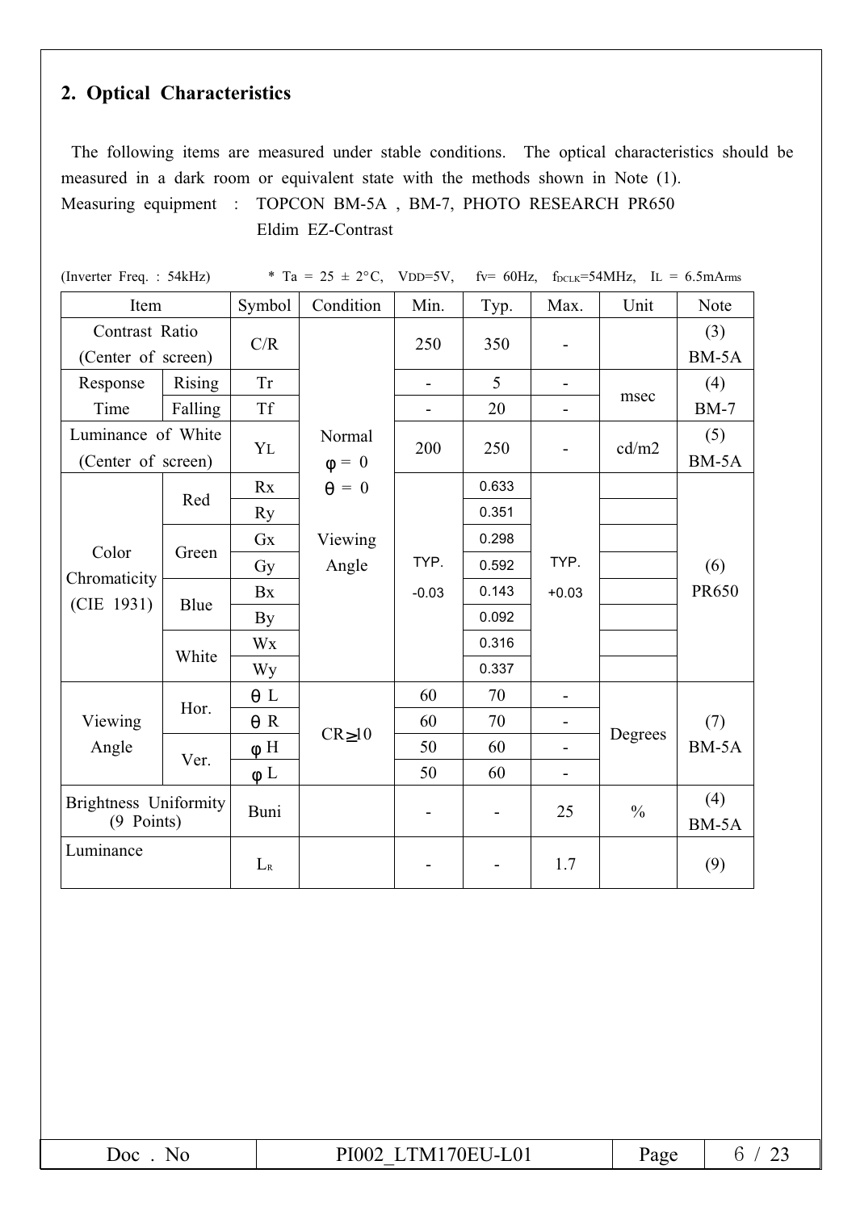## 2. Optical Characteristics

The following items are measured under stable conditions. The optical characteristics should be measured in a dark room or equivalent state with the methods shown in Note (1).

Measuring equipment : TOPCON BM-5A , BM-7, PHOTO RESEARCH PR650
Eldim EZ-Contrast

(Inverter Freq. : 54kHz) * Ta = 25 ± 2°C, VDD=5V, fv= 60Hz, $f_{DCLK}$=54MHz, $I_L$ = 6.5mArms

| Item | | Symbol | Condition | Min. | Typ. | Max. | Unit | Note |
|---|---|---|---|---|---|---|---|---|
| Contrast Ratio (Center of screen) | | C/R | Normal φ = 0 θ = 0 Viewing Angle | 250 | 350 | - | | (3) BM-5A |
| Response Time | Rising | Tr | | - | 5 | - | msec | (4) BM-7 |
| | Falling | Tf | | - | 20 | - | | |
| Luminance of White (Center of screen) | | YL | | 200 | 250 | - | cd/m2 | (5) BM-5A |
| Color Chromaticity (CIE 1931) | Red | Rx | | TYP. -0.03 | 0.633 | TYP. +0.03 | | (6) PR650 |
| | | Ry | | | 0.351 | | | |
| | Green | Gx | | | 0.298 | | | |
| | | Gy | | | 0.592 | | | |
| | Blue | Bx | | | 0.143 | | | |
| | | By | | | 0.092 | | | |
| | White | Wx | | | 0.316 | | | |
| | | Wy | | | 0.337 | | | |
| Viewing Angle | Hor. | θ L | CR≥10 | 60 | 70 | - | Degrees | (7) BM-5A |
| | | θ R | | 60 | 70 | - | | |
| | Ver. | φ H | | 50 | 60 | - | | |
| | | φ L | | 50 | 60 | - | | |
| Brightness Uniformity (9 Points) | | Buni | | - | - | 25 | % | (4) BM-5A |
| Luminance | | $L_R$ | | - | - | 1.7 | | (9) |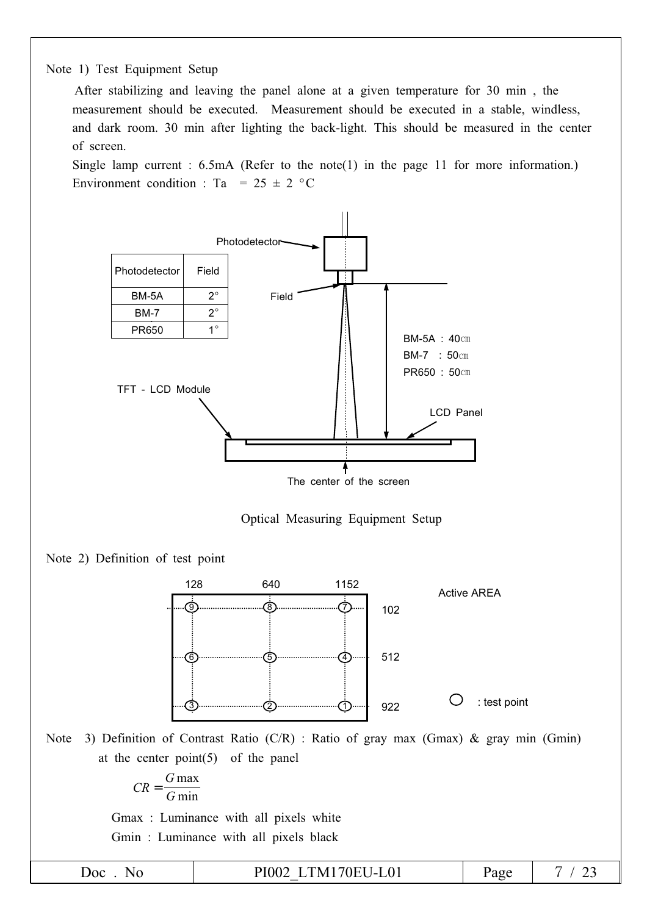Note 1) Test Equipment Setup

After stabilizing and leaving the panel alone at a given temperature for 30 min , the measurement should be executed. Measurement should be executed in a stable, windless, and dark room. 30 min after lighting the back-light. This should be measured in the center of screen.

Single lamp current : 6.5mA (Refer to the note(1) in the page 11 for more information.)
Environment condition : Ta = 25 ± 2 °C

| Photodetector | Field |
|---|---|
| BM-5A | 2° |
| BM-7 | 2° |
| PR650 | 1° |

Photodetector

Field

BM-5A : 40㎝
BM-7 : 50㎝
PR650 : 50㎝

TFT - LCD Module

LCD Panel

The center of the screen

Optical Measuring Equipment Setup

Note 2) Definition of test point

| | 128 | 640 | 1152 |
|---|---|---|---|
| 102 | 9 | 8 | 7 |
| 512 | 6 | 5 | 4 |
| 922 | 3 | 2 | 1 |

Active AREA

○ : test point

Note 3) Definition of Contrast Ratio (C/R) : Ratio of gray max (Gmax) & gray min (Gmin) at the center point(5) of the panel

$$CR = \frac{G\max}{G\min}$$

Gmax : Luminance with all pixels white
Gmin : Luminance with all pixels black

| Doc . No | PI002_LTM170EU-L01 |
|---|---|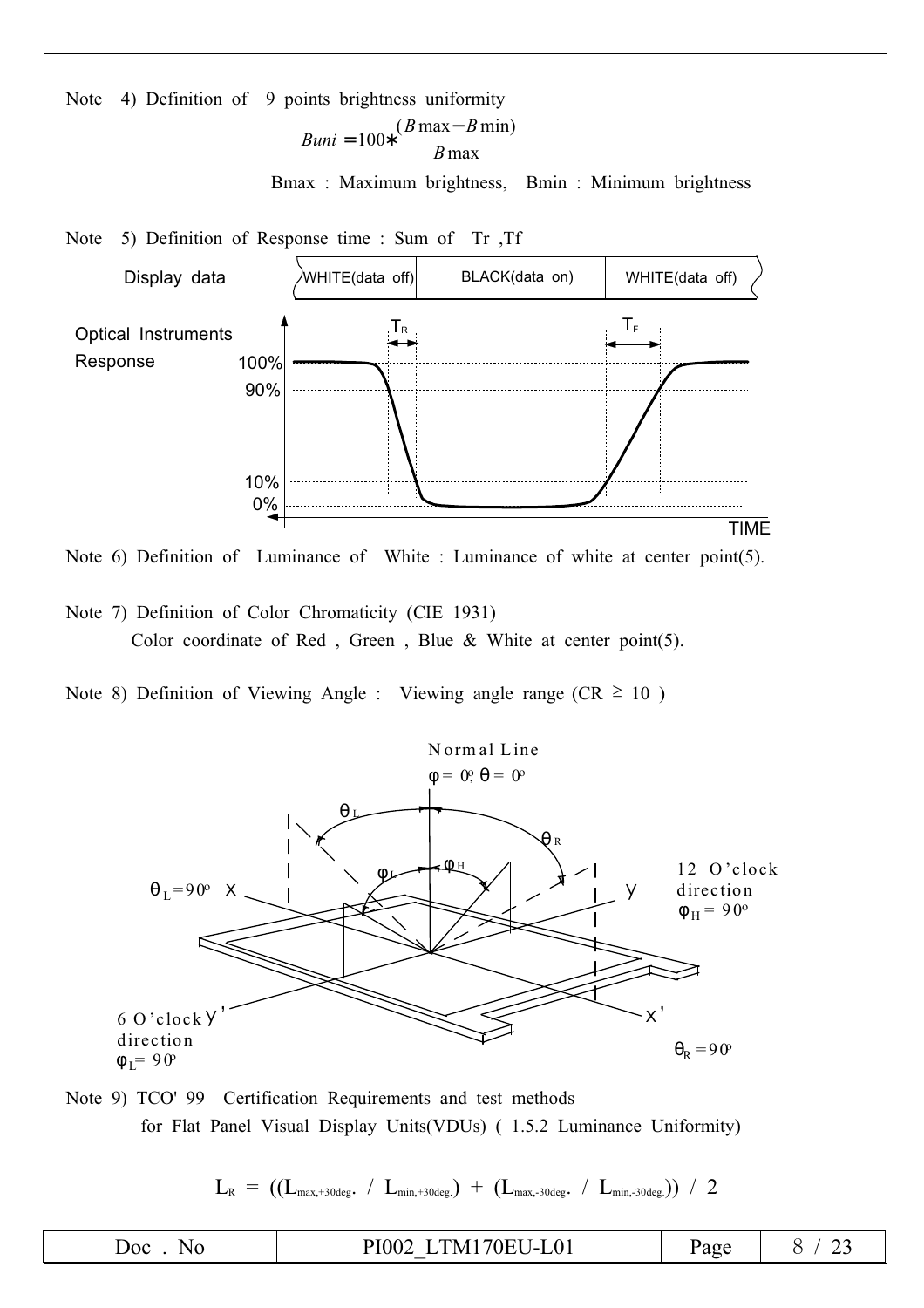Note 4) Definition of 9 points brightness uniformity

$$Buni = 100 * \frac{(B\max - B\min)}{B\max}$$

Bmax : Maximum brightness, Bmin : Minimum brightness

Note 5) Definition of Response time : Sum of Tr ,Tf

Display data: WHITE(data off) | BLACK(data on) | WHITE(data off)

Optical Instruments Response

100%, 90%, 10%, 0%, $T_R$, $T_F$, TIME

Note 6) Definition of Luminance of White : Luminance of white at center point(5).

Note 7) Definition of Color Chromaticity (CIE 1931)
Color coordinate of Red , Green , Blue & White at center point(5).

Note 8) Definition of Viewing Angle : Viewing angle range (CR ≥ 10 )

Normal Line $\varphi = 0^o, \theta = 0^o$

$\theta_L$, $\theta_R$, $\varphi_L$, $\varphi_H$

$\theta_L = 90^o$ X

Y 12 O'clock direction $\varphi_H = 90^o$

6 O'clock direction $\varphi_L = 90^o$ Y'

X' $\theta_R = 90^o$

Note 9) TCO' 99 Certification Requirements and test methods for Flat Panel Visual Display Units(VDUs) ( 1.5.2 Luminance Uniformity)

$$L_R = ((L_{max,+30deg.} / L_{min,+30deg.}) + (L_{max,-30deg.} / L_{min,-30deg.})) / 2$$

| Doc . No | PI002_LTM170EU-L01 | Page | 8 / 23 |
|---|---|---|---|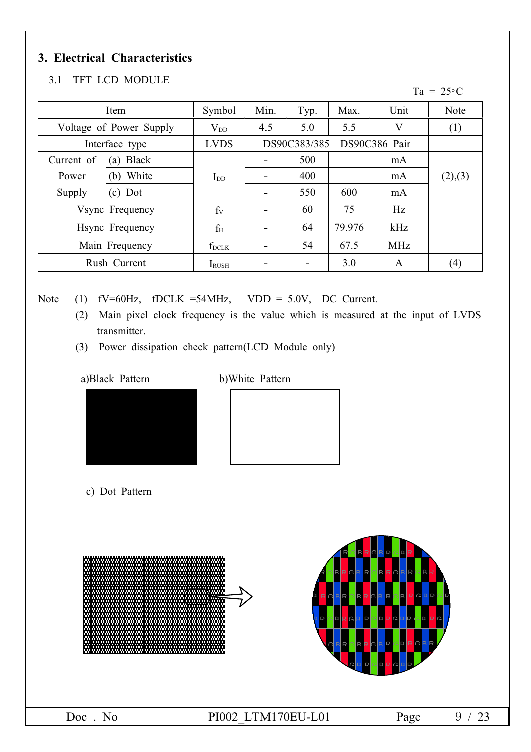## 3. Electrical Characteristics

### 3.1 TFT LCD MODULE

Ta = 25°C

| Item | | Symbol | Min. | Typ. | Max. | Unit | Note |
|---|---|---|---|---|---|---|---|
| Voltage of Power Supply | | $V_{DD}$ | 4.5 | 5.0 | 5.5 | V | (1) |
| Interface type | | LVDS | DS90C383/385 DS90C386 Pair | | | | |
| Current of Power Supply | (a) Black | $I_{DD}$ | - | 500 | | mA | (2),(3) |
| | (b) White | | - | 400 | | mA | |
| | (c) Dot | | - | 550 | 600 | mA | |
| Vsync Frequency | | $f_V$ | - | 60 | 75 | Hz | |
| Hsync Frequency | | $f_H$ | - | 64 | 79.976 | kHz | |
| Main Frequency | | $f_{DCLK}$ | - | 54 | 67.5 | MHz | |
| Rush Current | | $I_{RUSH}$ | - | - | 3.0 | A | (4) |

Note
(1) fV=60Hz, fDCLK =54MHz, VDD = 5.0V, DC Current.
(2) Main pixel clock frequency is the value which is measured at the input of LVDS transmitter.
(3) Power dissipation check pattern(LCD Module only)

a)Black Pattern

b)White Pattern

c) Dot Pattern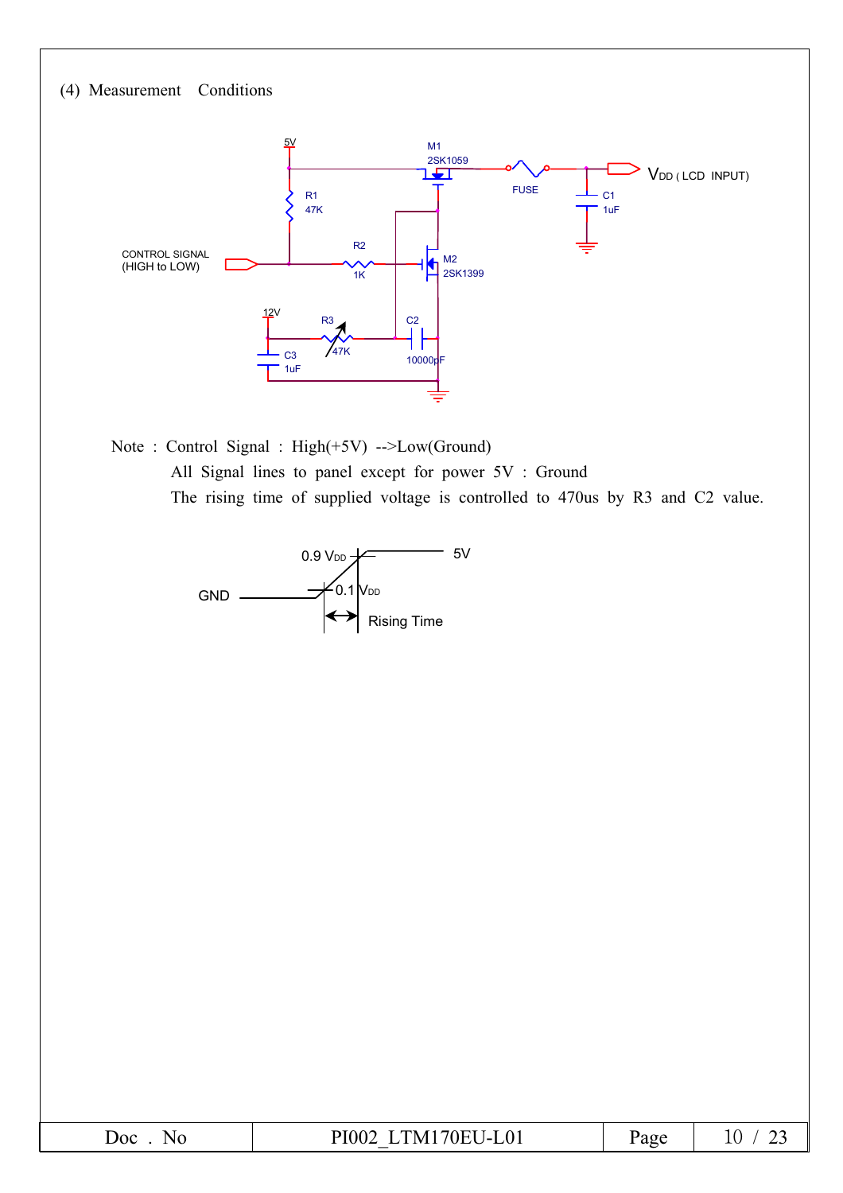(4) Measurement Conditions

Note : Control Signal : High(+5V) -->Low(Ground)

All Signal lines to panel except for power 5V : Ground

The rising time of supplied voltage is controlled to 470us by R3 and C2 value.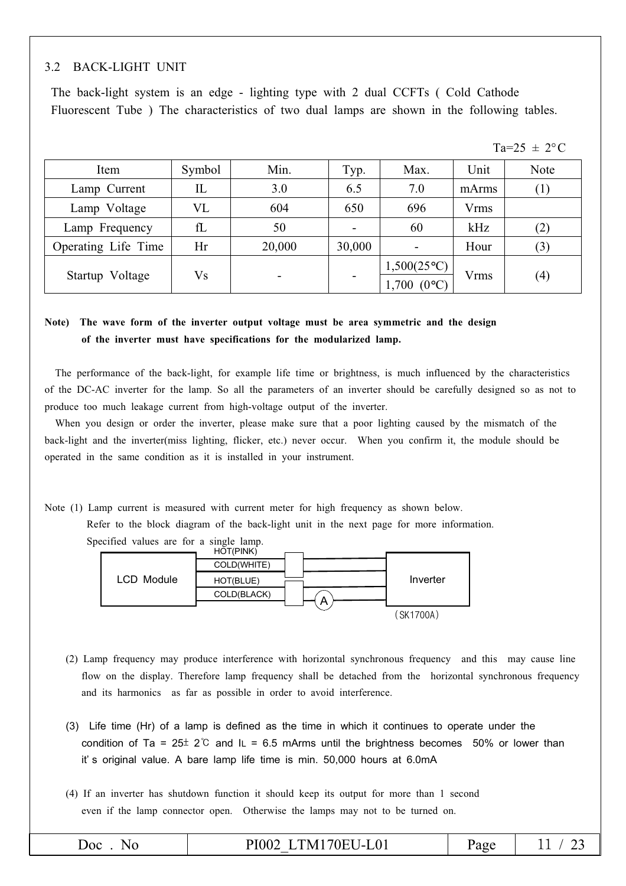### 3.2 BACK-LIGHT UNIT

The back-light system is an edge - lighting type with 2 dual CCFTs ( Cold Cathode Fluorescent Tube ) The characteristics of two dual lamps are shown in the following tables.

Ta=25 ± 2°C

| Item | Symbol | Min. | Typ. | Max. | Unit | Note |
|---|---|---|---|---|---|---|
| Lamp Current | IL | 3.0 | 6.5 | 7.0 | mArms | (1) |
| Lamp Voltage | VL | 604 | 650 | 696 | Vrms | |
| Lamp Frequency | fL | 50 | - | 60 | kHz | (2) |
| Operating Life Time | Hr | 20,000 | 30,000 | - | Hour | (3) |
| Startup Voltage | Vs | - | - | 1,500(25°C) / 1,700 (0°C) | Vrms | (4) |

**Note) The wave form of the inverter output voltage must be area symmetric and the design of the inverter must have specifications for the modularized lamp.**

The performance of the back-light, for example life time or brightness, is much influenced by the characteristics of the DC-AC inverter for the lamp. So all the parameters of an inverter should be carefully designed so as not to produce too much leakage current from high-voltage output of the inverter.

When you design or order the inverter, please make sure that a poor lighting caused by the mismatch of the back-light and the inverter(miss lighting, flicker, etc.) never occur. When you confirm it, the module should be operated in the same condition as it is installed in your instrument.

Note (1) Lamp current is measured with current meter for high frequency as shown below.
Refer to the block diagram of the back-light unit in the next page for more information.
Specified values are for a single lamp.

LCD Module — HOT(PINK), COLD(WHITE), HOT(BLUE), COLD(BLACK) — A — Inverter (SK1700A)

(2) Lamp frequency may produce interference with horizontal synchronous frequency and this may cause line flow on the display. Therefore lamp frequency shall be detached from the horizontal synchronous frequency and its harmonics as far as possible in order to avoid interference.

(3) Life time (Hr) of a lamp is defined as the time in which it continues to operate under the condition of Ta = 25± 2℃ and IL = 6.5 mArms until the brightness becomes 50% or lower than it's original value. A bare lamp life time is min. 50,000 hours at 6.0mA

(4) If an inverter has shutdown function it should keep its output for more than 1 second even if the lamp connector open. Otherwise the lamps may not to be turned on.

| Doc . No | PI002_LTM170EU-L01 | Page | 11 / 23 |
|---|---|---|---|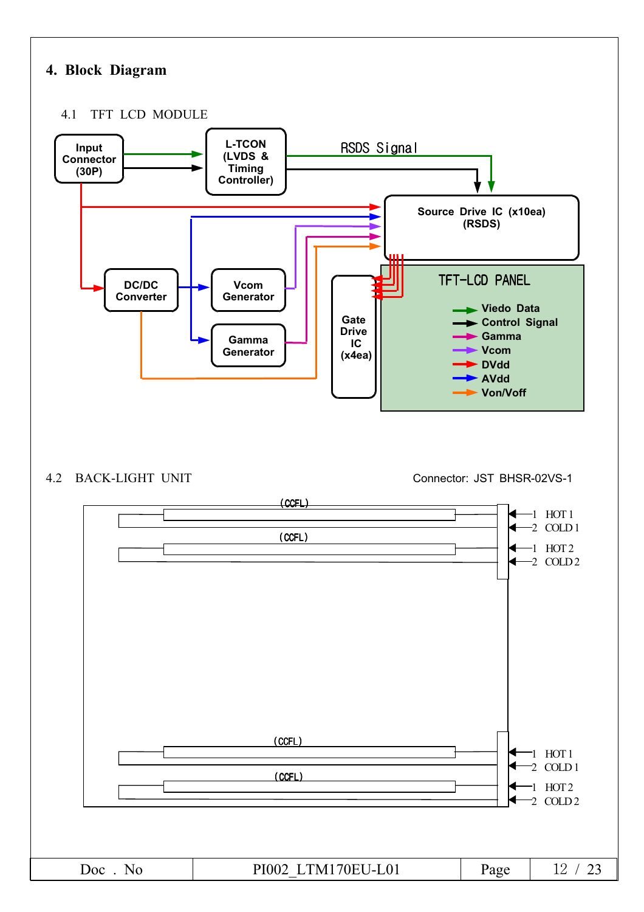## 4. Block Diagram

### 4.1 TFT LCD MODULE

Input Connector (30P)

L-TCON (LVDS & Timing Controller)

RSDS Signal

Source Drive IC (x10ea) (RSDS)

DC/DC Converter

Vcom Generator

Gamma Generator

Gate Drive IC (x4ea)

TFT-LCD PANEL

- Viedo Data
- Control Signal
- Gamma
- Vcom
- DVdd
- AVdd
- Von/Voff

### 4.2 BACK-LIGHT UNIT

Connector: JST BHSR-02VS-1

(CCFL)

(CCFL)

(CCFL)

(CCFL)

| Pin | Signal |
|---|---|
| 1 | HOT 1 |
| 2 | COLD 1 |
| 1 | HOT 2 |
| 2 | COLD 2 |
| 1 | HOT 1 |
| 2 | COLD 1 |
| 1 | HOT 2 |
| 2 | COLD 2 |

| Doc . No | PI002_LTM170EU-L01 | Page | 12 / 23 |
|---|---|---|---|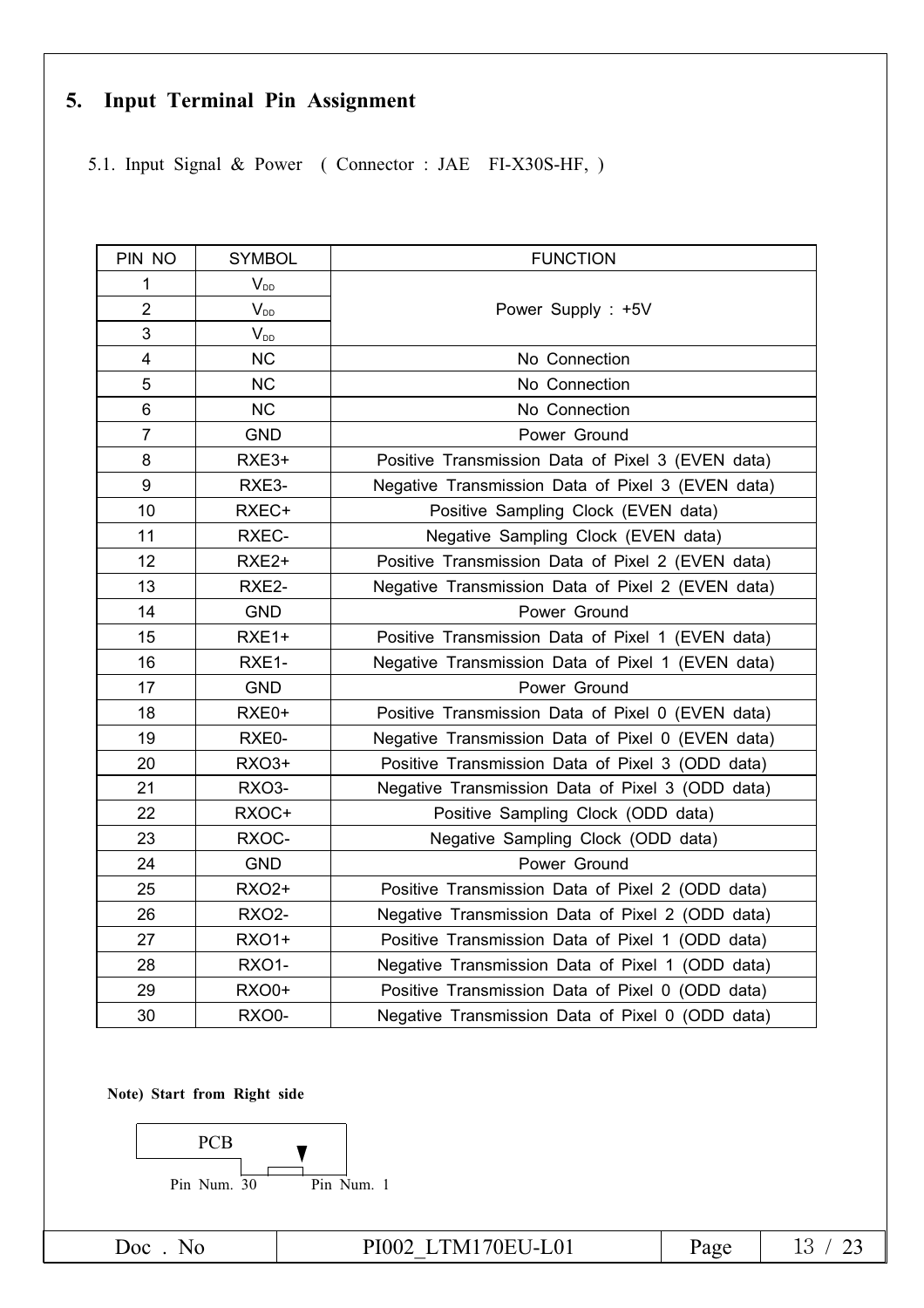## 5. Input Terminal Pin Assignment

5.1. Input Signal & Power ( Connector : JAE FI-X30S-HF, )

| PIN NO | SYMBOL | FUNCTION |
|---|---|---|
| 1 | $V_{DD}$ | Power Supply : +5V |
| 2 | $V_{DD}$ | |
| 3 | $V_{DD}$ | |
| 4 | NC | No Connection |
| 5 | NC | No Connection |
| 6 | NC | No Connection |
| 7 | GND | Power Ground |
| 8 | RXE3+ | Positive Transmission Data of Pixel 3 (EVEN data) |
| 9 | RXE3- | Negative Transmission Data of Pixel 3 (EVEN data) |
| 10 | RXEC+ | Positive Sampling Clock (EVEN data) |
| 11 | RXEC- | Negative Sampling Clock (EVEN data) |
| 12 | RXE2+ | Positive Transmission Data of Pixel 2 (EVEN data) |
| 13 | RXE2- | Negative Transmission Data of Pixel 2 (EVEN data) |
| 14 | GND | Power Ground |
| 15 | RXE1+ | Positive Transmission Data of Pixel 1 (EVEN data) |
| 16 | RXE1- | Negative Transmission Data of Pixel 1 (EVEN data) |
| 17 | GND | Power Ground |
| 18 | RXE0+ | Positive Transmission Data of Pixel 0 (EVEN data) |
| 19 | RXE0- | Negative Transmission Data of Pixel 0 (EVEN data) |
| 20 | RXO3+ | Positive Transmission Data of Pixel 3 (ODD data) |
| 21 | RXO3- | Negative Transmission Data of Pixel 3 (ODD data) |
| 22 | RXOC+ | Positive Sampling Clock (ODD data) |
| 23 | RXOC- | Negative Sampling Clock (ODD data) |
| 24 | GND | Power Ground |
| 25 | RXO2+ | Positive Transmission Data of Pixel 2 (ODD data) |
| 26 | RXO2- | Negative Transmission Data of Pixel 2 (ODD data) |
| 27 | RXO1+ | Positive Transmission Data of Pixel 1 (ODD data) |
| 28 | RXO1- | Negative Transmission Data of Pixel 1 (ODD data) |
| 29 | RXO0+ | Positive Transmission Data of Pixel 0 (ODD data) |
| 30 | RXO0- | Negative Transmission Data of Pixel 0 (ODD data) |

**Note) Start from Right side**

PCB

Pin Num. 30 Pin Num. 1

| Doc . No | PI002_LTM170EU-L01 |
|---|---|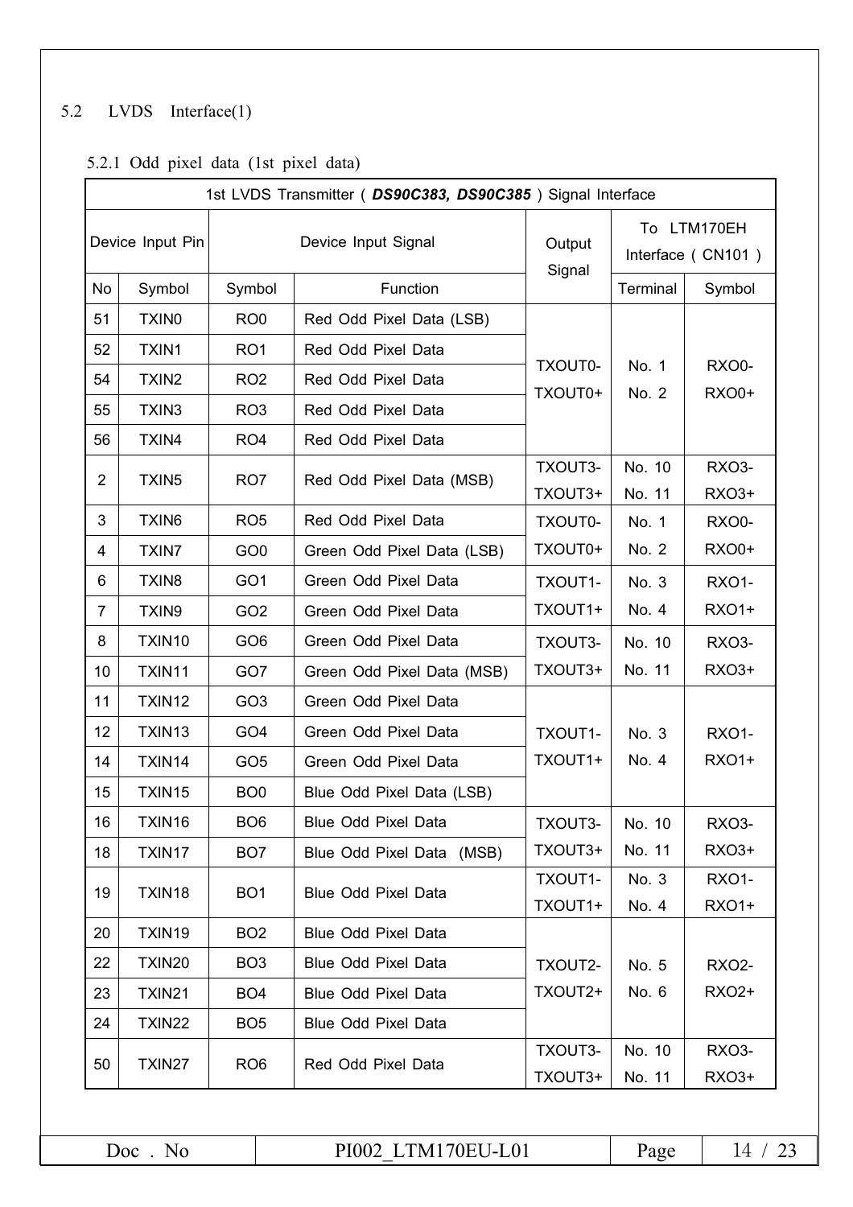## 5.2 LVDS Interface(1)

### 5.2.1 Odd pixel data (1st pixel data)

| 1st LVDS Transmitter ( ***DS90C383, DS90C385*** ) Signal Interface | | | | | | |
|---|---|---|---|---|---|---|
| Device Input Pin | | Device Input Signal | | Output Signal | To LTM170EH Interface ( CN101 ) | |
| No | Symbol | Symbol | Function | | Terminal | Symbol |
| 51 | TXIN0 | RO0 | Red Odd Pixel Data (LSB) | TXOUT0- TXOUT0+ | No. 1 No. 2 | RXO0- RXO0+ |
| 52 | TXIN1 | RO1 | Red Odd Pixel Data | | | |
| 54 | TXIN2 | RO2 | Red Odd Pixel Data | | | |
| 55 | TXIN3 | RO3 | Red Odd Pixel Data | | | |
| 56 | TXIN4 | RO4 | Red Odd Pixel Data | | | |
| 2 | TXIN5 | RO7 | Red Odd Pixel Data (MSB) | TXOUT3- TXOUT3+ | No. 10 No. 11 | RXO3- RXO3+ |
| 3 | TXIN6 | RO5 | Red Odd Pixel Data | TXOUT0- TXOUT0+ | No. 1 No. 2 | RXO0- RXO0+ |
| 4 | TXIN7 | GO0 | Green Odd Pixel Data (LSB) | | | |
| 6 | TXIN8 | GO1 | Green Odd Pixel Data | TXOUT1- TXOUT1+ | No. 3 No. 4 | RXO1- RXO1+ |
| 7 | TXIN9 | GO2 | Green Odd Pixel Data | | | |
| 8 | TXIN10 | GO6 | Green Odd Pixel Data | TXOUT3- TXOUT3+ | No. 10 No. 11 | RXO3- RXO3+ |
| 10 | TXIN11 | GO7 | Green Odd Pixel Data (MSB) | | | |
| 11 | TXIN12 | GO3 | Green Odd Pixel Data | TXOUT1- TXOUT1+ | No. 3 No. 4 | RXO1- RXO1+ |
| 12 | TXIN13 | GO4 | Green Odd Pixel Data | | | |
| 14 | TXIN14 | GO5 | Green Odd Pixel Data | | | |
| 15 | TXIN15 | BO0 | Blue Odd Pixel Data (LSB) | | | |
| 16 | TXIN16 | BO6 | Blue Odd Pixel Data | TXOUT3- TXOUT3+ | No. 10 No. 11 | RXO3- RXO3+ |
| 18 | TXIN17 | BO7 | Blue Odd Pixel Data (MSB) | | | |
| 19 | TXIN18 | BO1 | Blue Odd Pixel Data | TXOUT1- TXOUT1+ | No. 3 No. 4 | RXO1- RXO1+ |
| 20 | TXIN19 | BO2 | Blue Odd Pixel Data | TXOUT2- TXOUT2+ | No. 5 No. 6 | RXO2- RXO2+ |
| 22 | TXIN20 | BO3 | Blue Odd Pixel Data | | | |
| 23 | TXIN21 | BO4 | Blue Odd Pixel Data | | | |
| 24 | TXIN22 | BO5 | Blue Odd Pixel Data | | | |
| 50 | TXIN27 | RO6 | Red Odd Pixel Data | TXOUT3- TXOUT3+ | No. 10 No. 11 | RXO3- RXO3+ |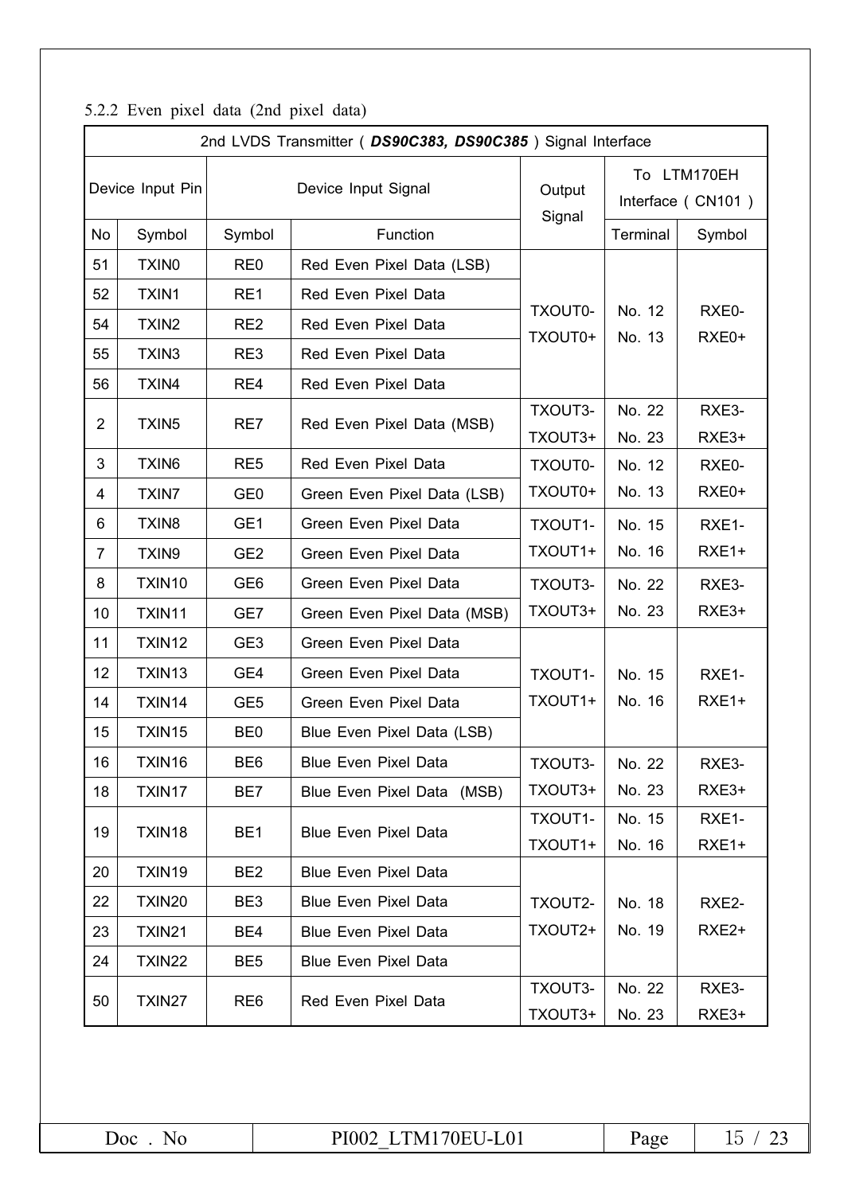5.2.2 Even pixel data (2nd pixel data)

| 2nd LVDS Transmitter ( ***DS90C383, DS90C385*** ) Signal Interface | | | | | | |
|---|---|---|---|---|---|---|
| Device Input Pin | | Device Input Signal | | Output Signal | To LTM170EH Interface ( CN101 ) | |
| No | Symbol | Symbol | Function | | Terminal | Symbol |
| 51 | TXIN0 | RE0 | Red Even Pixel Data (LSB) | TXOUT0- TXOUT0+ | No. 12 No. 13 | RXE0- RXE0+ |
| 52 | TXIN1 | RE1 | Red Even Pixel Data | | | |
| 54 | TXIN2 | RE2 | Red Even Pixel Data | | | |
| 55 | TXIN3 | RE3 | Red Even Pixel Data | | | |
| 56 | TXIN4 | RE4 | Red Even Pixel Data | | | |
| 2 | TXIN5 | RE7 | Red Even Pixel Data (MSB) | TXOUT3- TXOUT3+ | No. 22 No. 23 | RXE3- RXE3+ |
| 3 | TXIN6 | RE5 | Red Even Pixel Data | TXOUT0- TXOUT0+ | No. 12 No. 13 | RXE0- RXE0+ |
| 4 | TXIN7 | GE0 | Green Even Pixel Data (LSB) | | | |
| 6 | TXIN8 | GE1 | Green Even Pixel Data | TXOUT1- TXOUT1+ | No. 15 No. 16 | RXE1- RXE1+ |
| 7 | TXIN9 | GE2 | Green Even Pixel Data | | | |
| 8 | TXIN10 | GE6 | Green Even Pixel Data | TXOUT3- TXOUT3+ | No. 22 No. 23 | RXE3- RXE3+ |
| 10 | TXIN11 | GE7 | Green Even Pixel Data (MSB) | | | |
| 11 | TXIN12 | GE3 | Green Even Pixel Data | TXOUT1- TXOUT1+ | No. 15 No. 16 | RXE1- RXE1+ |
| 12 | TXIN13 | GE4 | Green Even Pixel Data | | | |
| 14 | TXIN14 | GE5 | Green Even Pixel Data | | | |
| 15 | TXIN15 | BE0 | Blue Even Pixel Data (LSB) | | | |
| 16 | TXIN16 | BE6 | Blue Even Pixel Data | TXOUT3- TXOUT3+ | No. 22 No. 23 | RXE3- RXE3+ |
| 18 | TXIN17 | BE7 | Blue Even Pixel Data (MSB) | | | |
| 19 | TXIN18 | BE1 | Blue Even Pixel Data | TXOUT1- TXOUT1+ | No. 15 No. 16 | RXE1- RXE1+ |
| 20 | TXIN19 | BE2 | Blue Even Pixel Data | TXOUT2- TXOUT2+ | No. 18 No. 19 | RXE2- RXE2+ |
| 22 | TXIN20 | BE3 | Blue Even Pixel Data | | | |
| 23 | TXIN21 | BE4 | Blue Even Pixel Data | | | |
| 24 | TXIN22 | BE5 | Blue Even Pixel Data | | | |
| 50 | TXIN27 | RE6 | Red Even Pixel Data | TXOUT3- TXOUT3+ | No. 22 No. 23 | RXE3- RXE3+ |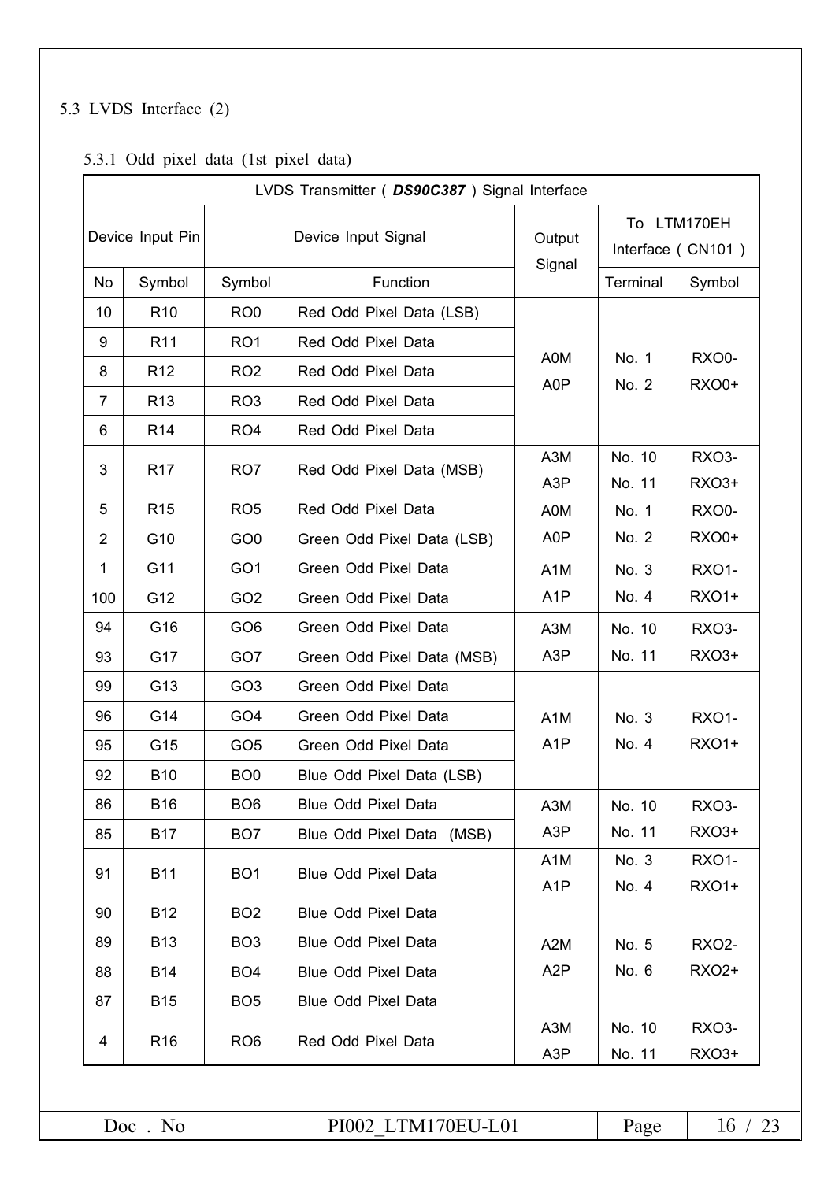## 5.3 LVDS Interface (2)

### 5.3.1 Odd pixel data (1st pixel data)

| LVDS Transmitter ( ***DS90C387*** ) Signal Interface | | | | | | |
|---|---|---|---|---|---|---|
| Device Input Pin | | Device Input Signal | | Output Signal | To LTM170EH Interface ( CN101 ) | |
| No | Symbol | Symbol | Function | | Terminal | Symbol |
| 10 | R10 | RO0 | Red Odd Pixel Data (LSB) | A0M A0P | No. 1 No. 2 | RXO0- RXO0+ |
| 9 | R11 | RO1 | Red Odd Pixel Data | | | |
| 8 | R12 | RO2 | Red Odd Pixel Data | | | |
| 7 | R13 | RO3 | Red Odd Pixel Data | | | |
| 6 | R14 | RO4 | Red Odd Pixel Data | | | |
| 3 | R17 | RO7 | Red Odd Pixel Data (MSB) | A3M A3P | No. 10 No. 11 | RXO3- RXO3+ |
| 5 | R15 | RO5 | Red Odd Pixel Data | A0M A0P | No. 1 No. 2 | RXO0- RXO0+ |
| 2 | G10 | GO0 | Green Odd Pixel Data (LSB) | | | |
| 1 | G11 | GO1 | Green Odd Pixel Data | A1M A1P | No. 3 No. 4 | RXO1- RXO1+ |
| 100 | G12 | GO2 | Green Odd Pixel Data | | | |
| 94 | G16 | GO6 | Green Odd Pixel Data | A3M A3P | No. 10 No. 11 | RXO3- RXO3+ |
| 93 | G17 | GO7 | Green Odd Pixel Data (MSB) | | | |
| 99 | G13 | GO3 | Green Odd Pixel Data | A1M A1P | No. 3 No. 4 | RXO1- RXO1+ |
| 96 | G14 | GO4 | Green Odd Pixel Data | | | |
| 95 | G15 | GO5 | Green Odd Pixel Data | | | |
| 92 | B10 | BO0 | Blue Odd Pixel Data (LSB) | | | |
| 86 | B16 | BO6 | Blue Odd Pixel Data | A3M A3P | No. 10 No. 11 | RXO3- RXO3+ |
| 85 | B17 | BO7 | Blue Odd Pixel Data (MSB) | | | |
| 91 | B11 | BO1 | Blue Odd Pixel Data | A1M A1P | No. 3 No. 4 | RXO1- RXO1+ |
| 90 | B12 | BO2 | Blue Odd Pixel Data | A2M A2P | No. 5 No. 6 | RXO2- RXO2+ |
| 89 | B13 | BO3 | Blue Odd Pixel Data | | | |
| 88 | B14 | BO4 | Blue Odd Pixel Data | | | |
| 87 | B15 | BO5 | Blue Odd Pixel Data | | | |
| 4 | R16 | RO6 | Red Odd Pixel Data | A3M A3P | No. 10 No. 11 | RXO3- RXO3+ |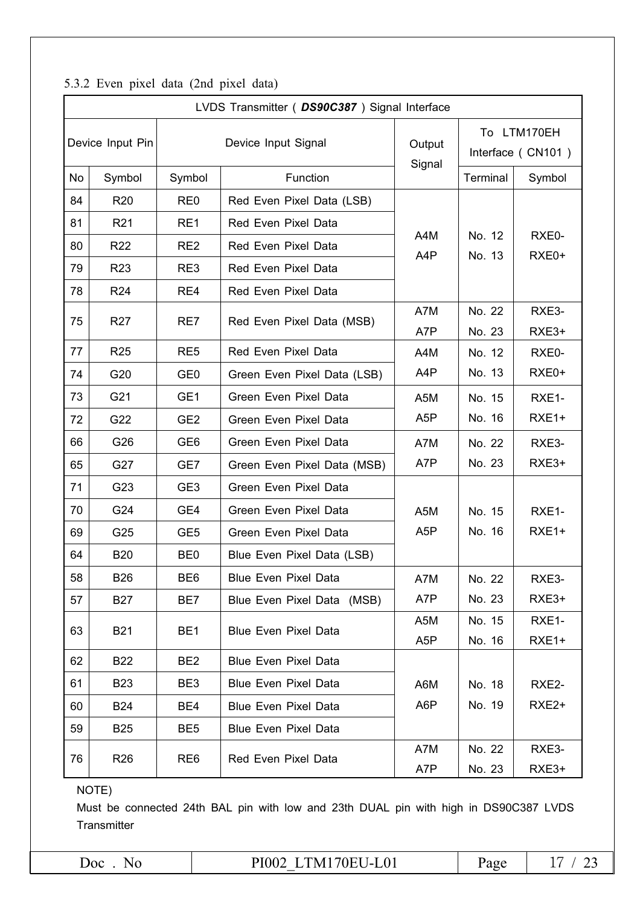5.3.2 Even pixel data (2nd pixel data)

| LVDS Transmitter ( ***DS90C387*** ) Signal Interface | | | | | | | |
|---|---|---|---|---|---|---|---|
| Device Input Pin | | Device Input Signal | | Output Signal | To LTM170EH Interface ( CN101 ) | |
| No | Symbol | Symbol | Function | | Terminal | Symbol |
| 84 | R20 | RE0 | Red Even Pixel Data (LSB) | A4M A4P | No. 12 No. 13 | RXE0- RXE0+ |
| 81 | R21 | RE1 | Red Even Pixel Data | | | |
| 80 | R22 | RE2 | Red Even Pixel Data | | | |
| 79 | R23 | RE3 | Red Even Pixel Data | | | |
| 78 | R24 | RE4 | Red Even Pixel Data | | | |
| 75 | R27 | RE7 | Red Even Pixel Data (MSB) | A7M A7P | No. 22 No. 23 | RXE3- RXE3+ |
| 77 | R25 | RE5 | Red Even Pixel Data | A4M A4P | No. 12 No. 13 | RXE0- RXE0+ |
| 74 | G20 | GE0 | Green Even Pixel Data (LSB) | | | |
| 73 | G21 | GE1 | Green Even Pixel Data | A5M A5P | No. 15 No. 16 | RXE1- RXE1+ |
| 72 | G22 | GE2 | Green Even Pixel Data | | | |
| 66 | G26 | GE6 | Green Even Pixel Data | A7M A7P | No. 22 No. 23 | RXE3- RXE3+ |
| 65 | G27 | GE7 | Green Even Pixel Data (MSB) | | | |
| 71 | G23 | GE3 | Green Even Pixel Data | A5M A5P | No. 15 No. 16 | RXE1- RXE1+ |
| 70 | G24 | GE4 | Green Even Pixel Data | | | |
| 69 | G25 | GE5 | Green Even Pixel Data | | | |
| 64 | B20 | BE0 | Blue Even Pixel Data (LSB) | | | |
| 58 | B26 | BE6 | Blue Even Pixel Data | A7M A7P | No. 22 No. 23 | RXE3- RXE3+ |
| 57 | B27 | BE7 | Blue Even Pixel Data (MSB) | | | |
| 63 | B21 | BE1 | Blue Even Pixel Data | A5M A5P | No. 15 No. 16 | RXE1- RXE1+ |
| 62 | B22 | BE2 | Blue Even Pixel Data | A6M A6P | No. 18 No. 19 | RXE2- RXE2+ |
| 61 | B23 | BE3 | Blue Even Pixel Data | | | |
| 60 | B24 | BE4 | Blue Even Pixel Data | | | |
| 59 | B25 | BE5 | Blue Even Pixel Data | | | |
| 76 | R26 | RE6 | Red Even Pixel Data | A7M A7P | No. 22 No. 23 | RXE3- RXE3+ |

NOTE)

Must be connected 24th BAL pin with low and 23th DUAL pin with high in DS90C387 LVDS Transmitter

| Doc . No | PI002_LTM170EU-L01 | Page | 17 / 23 |
|---|---|---|---|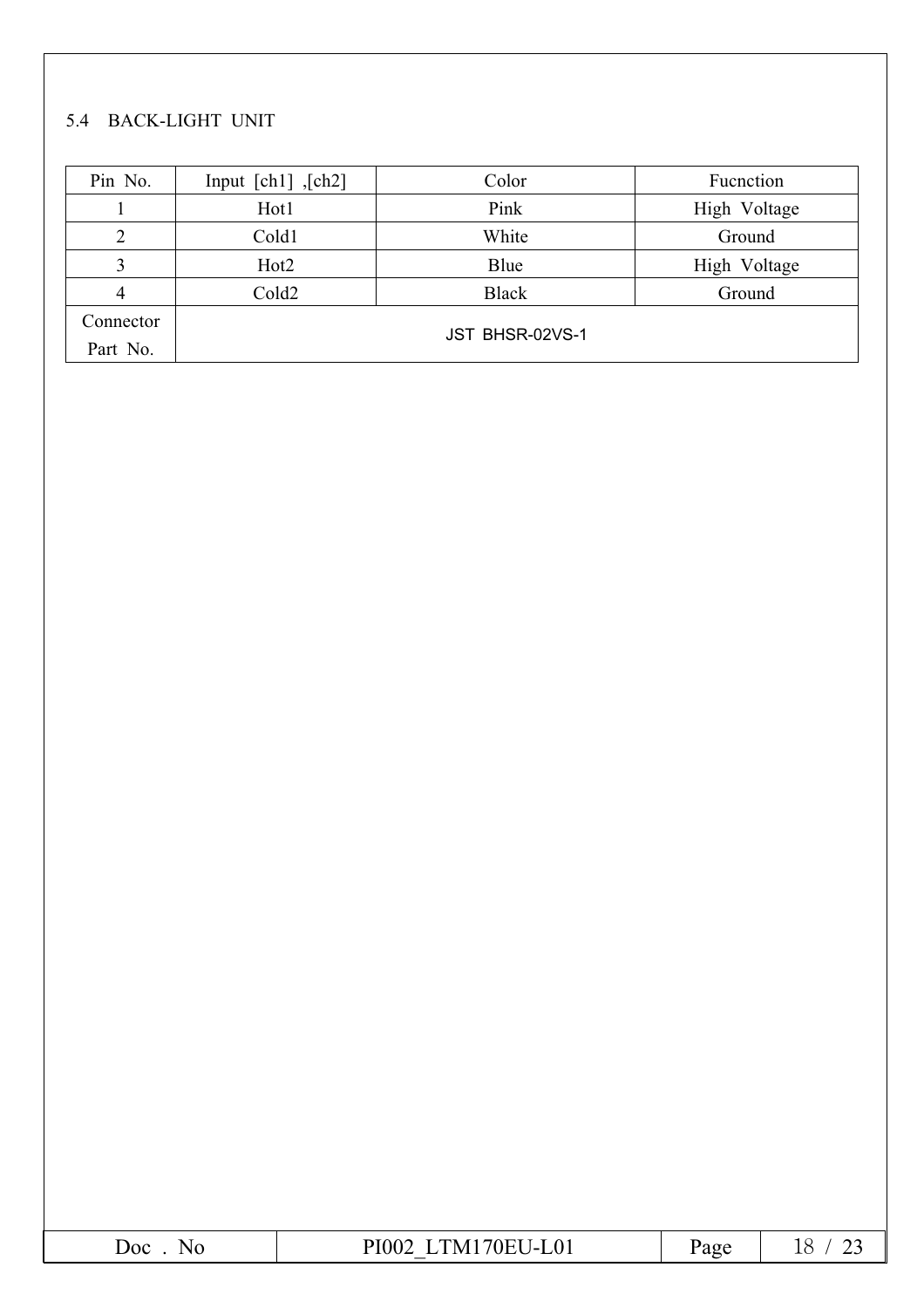5.4 BACK-LIGHT UNIT

| Pin No. | Input [ch1] ,[ch2] | Color | Fucnction |
|---|---|---|---|
| 1 | Hot1 | Pink | High Voltage |
| 2 | Cold1 | White | Ground |
| 3 | Hot2 | Blue | High Voltage |
| 4 | Cold2 | Black | Ground |
| Connector Part No. | JST BHSR-02VS-1 | | |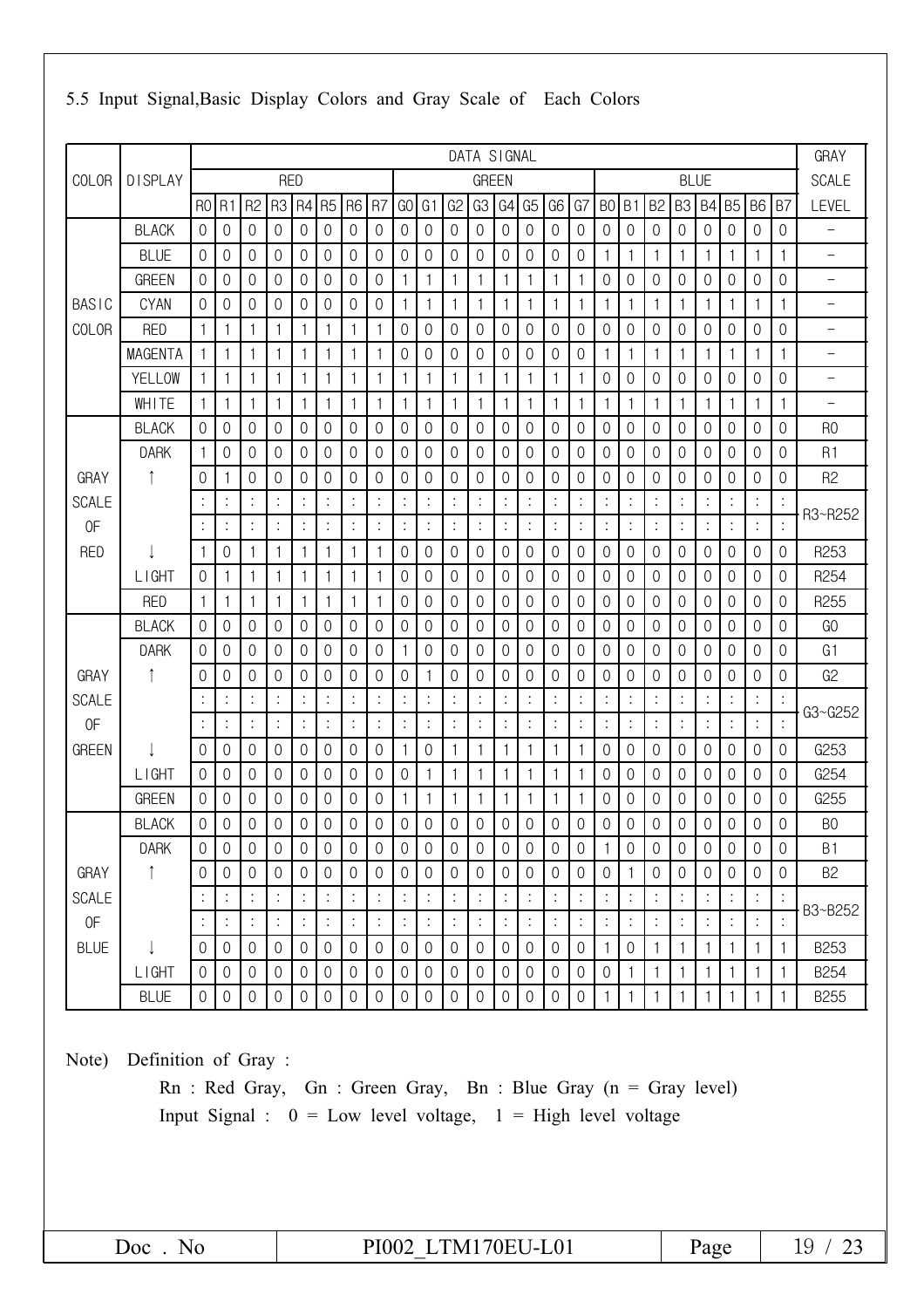## 5.5 Input Signal,Basic Display Colors and Gray Scale of Each Colors

| COLOR | DISPLAY | DATA SIGNAL | | | | | | | | | | | | | | | | | | | | | | | | GRAY SCALE |
|---|---|---|---|---|---|---|---|---|---|---|---|---|---|---|---|---|---|---|---|---|---|---|---|---|---|---|
| | | RED | | | | | | | | GREEN | | | | | | | | BLUE | | | | | | | | |
| | | R0 | R1 | R2 | R3 | R4 | R5 | R6 | R7 | G0 | G1 | G2 | G3 | G4 | G5 | G6 | G7 | B0 | B1 | B2 | B3 | B4 | B5 | B6 | B7 | LEVEL |
| BASIC COLOR | BLACK | 0 | 0 | 0 | 0 | 0 | 0 | 0 | 0 | 0 | 0 | 0 | 0 | 0 | 0 | 0 | 0 | 0 | 0 | 0 | 0 | 0 | 0 | 0 | 0 | - |
| | BLUE | 0 | 0 | 0 | 0 | 0 | 0 | 0 | 0 | 0 | 0 | 0 | 0 | 0 | 0 | 0 | 0 | 1 | 1 | 1 | 1 | 1 | 1 | 1 | 1 | - |
| | GREEN | 0 | 0 | 0 | 0 | 0 | 0 | 0 | 0 | 1 | 1 | 1 | 1 | 1 | 1 | 1 | 1 | 0 | 0 | 0 | 0 | 0 | 0 | 0 | 0 | - |
| | CYAN | 0 | 0 | 0 | 0 | 0 | 0 | 0 | 0 | 1 | 1 | 1 | 1 | 1 | 1 | 1 | 1 | 1 | 1 | 1 | 1 | 1 | 1 | 1 | 1 | - |
| | RED | 1 | 1 | 1 | 1 | 1 | 1 | 1 | 1 | 0 | 0 | 0 | 0 | 0 | 0 | 0 | 0 | 0 | 0 | 0 | 0 | 0 | 0 | 0 | 0 | - |
| | MAGENTA | 1 | 1 | 1 | 1 | 1 | 1 | 1 | 1 | 0 | 0 | 0 | 0 | 0 | 0 | 0 | 0 | 1 | 1 | 1 | 1 | 1 | 1 | 1 | 1 | - |
| | YELLOW | 1 | 1 | 1 | 1 | 1 | 1 | 1 | 1 | 1 | 1 | 1 | 1 | 1 | 1 | 1 | 1 | 0 | 0 | 0 | 0 | 0 | 0 | 0 | 0 | - |
| | WHITE | 1 | 1 | 1 | 1 | 1 | 1 | 1 | 1 | 1 | 1 | 1 | 1 | 1 | 1 | 1 | 1 | 1 | 1 | 1 | 1 | 1 | 1 | 1 | 1 | - |
| GRAY SCALE OF RED | BLACK | 0 | 0 | 0 | 0 | 0 | 0 | 0 | 0 | 0 | 0 | 0 | 0 | 0 | 0 | 0 | 0 | 0 | 0 | 0 | 0 | 0 | 0 | 0 | 0 | R0 |
| | DARK | 1 | 0 | 0 | 0 | 0 | 0 | 0 | 0 | 0 | 0 | 0 | 0 | 0 | 0 | 0 | 0 | 0 | 0 | 0 | 0 | 0 | 0 | 0 | 0 | R1 |
| | ↑ | 0 | 1 | 0 | 0 | 0 | 0 | 0 | 0 | 0 | 0 | 0 | 0 | 0 | 0 | 0 | 0 | 0 | 0 | 0 | 0 | 0 | 0 | 0 | 0 | R2 |
| | | : | : | : | : | : | : | : | : | : | : | : | : | : | : | : | : | : | : | : | : | : | : | : | : | R3~R252 |
| | | : | : | : | : | : | : | : | : | : | : | : | : | : | : | : | : | : | : | : | : | : | : | : | : | |
| | ↓ | 1 | 0 | 1 | 1 | 1 | 1 | 1 | 1 | 0 | 0 | 0 | 0 | 0 | 0 | 0 | 0 | 0 | 0 | 0 | 0 | 0 | 0 | 0 | 0 | R253 |
| | LIGHT | 0 | 1 | 1 | 1 | 1 | 1 | 1 | 1 | 0 | 0 | 0 | 0 | 0 | 0 | 0 | 0 | 0 | 0 | 0 | 0 | 0 | 0 | 0 | 0 | R254 |
| | RED | 1 | 1 | 1 | 1 | 1 | 1 | 1 | 1 | 0 | 0 | 0 | 0 | 0 | 0 | 0 | 0 | 0 | 0 | 0 | 0 | 0 | 0 | 0 | 0 | R255 |
| GRAY SCALE OF GREEN | BLACK | 0 | 0 | 0 | 0 | 0 | 0 | 0 | 0 | 0 | 0 | 0 | 0 | 0 | 0 | 0 | 0 | 0 | 0 | 0 | 0 | 0 | 0 | 0 | 0 | G0 |
| | DARK | 0 | 0 | 0 | 0 | 0 | 0 | 0 | 0 | 1 | 0 | 0 | 0 | 0 | 0 | 0 | 0 | 0 | 0 | 0 | 0 | 0 | 0 | 0 | 0 | G1 |
| | ↑ | 0 | 0 | 0 | 0 | 0 | 0 | 0 | 0 | 0 | 1 | 0 | 0 | 0 | 0 | 0 | 0 | 0 | 0 | 0 | 0 | 0 | 0 | 0 | 0 | G2 |
| | | : | : | : | : | : | : | : | : | : | : | : | : | : | : | : | : | : | : | : | : | : | : | : | : | G3~G252 |
| | | : | : | : | : | : | : | : | : | : | : | : | : | : | : | : | : | : | : | : | : | : | : | : | : | |
| | ↓ | 0 | 0 | 0 | 0 | 0 | 0 | 0 | 0 | 1 | 0 | 1 | 1 | 1 | 1 | 1 | 1 | 0 | 0 | 0 | 0 | 0 | 0 | 0 | 0 | G253 |
| | LIGHT | 0 | 0 | 0 | 0 | 0 | 0 | 0 | 0 | 0 | 1 | 1 | 1 | 1 | 1 | 1 | 1 | 0 | 0 | 0 | 0 | 0 | 0 | 0 | 0 | G254 |
| | GREEN | 0 | 0 | 0 | 0 | 0 | 0 | 0 | 0 | 1 | 1 | 1 | 1 | 1 | 1 | 1 | 1 | 0 | 0 | 0 | 0 | 0 | 0 | 0 | 0 | G255 |
| GRAY SCALE OF BLUE | BLACK | 0 | 0 | 0 | 0 | 0 | 0 | 0 | 0 | 0 | 0 | 0 | 0 | 0 | 0 | 0 | 0 | 0 | 0 | 0 | 0 | 0 | 0 | 0 | 0 | B0 |
| | DARK | 0 | 0 | 0 | 0 | 0 | 0 | 0 | 0 | 0 | 0 | 0 | 0 | 0 | 0 | 0 | 0 | 1 | 0 | 0 | 0 | 0 | 0 | 0 | 0 | B1 |
| | ↑ | 0 | 0 | 0 | 0 | 0 | 0 | 0 | 0 | 0 | 0 | 0 | 0 | 0 | 0 | 0 | 0 | 0 | 1 | 0 | 0 | 0 | 0 | 0 | 0 | B2 |
| | | : | : | : | : | : | : | : | : | : | : | : | : | : | : | : | : | : | : | : | : | : | : | : | : | B3~B252 |
| | | : | : | : | : | : | : | : | : | : | : | : | : | : | : | : | : | : | : | : | : | : | : | : | : | |
| | ↓ | 0 | 0 | 0 | 0 | 0 | 0 | 0 | 0 | 0 | 0 | 0 | 0 | 0 | 0 | 0 | 0 | 1 | 0 | 1 | 1 | 1 | 1 | 1 | 1 | B253 |
| | LIGHT | 0 | 0 | 0 | 0 | 0 | 0 | 0 | 0 | 0 | 0 | 0 | 0 | 0 | 0 | 0 | 0 | 0 | 1 | 1 | 1 | 1 | 1 | 1 | 1 | B254 |
| | BLUE | 0 | 0 | 0 | 0 | 0 | 0 | 0 | 0 | 0 | 0 | 0 | 0 | 0 | 0 | 0 | 0 | 1 | 1 | 1 | 1 | 1 | 1 | 1 | 1 | B255 |

Note) Definition of Gray :

Rn : Red Gray, Gn : Green Gray, Bn : Blue Gray (n = Gray level)

Input Signal : 0 = Low level voltage, 1 = High level voltage

| Doc . No | PI002_LTM170EU-L01 | Page | 19 / 23 |
|---|---|---|---|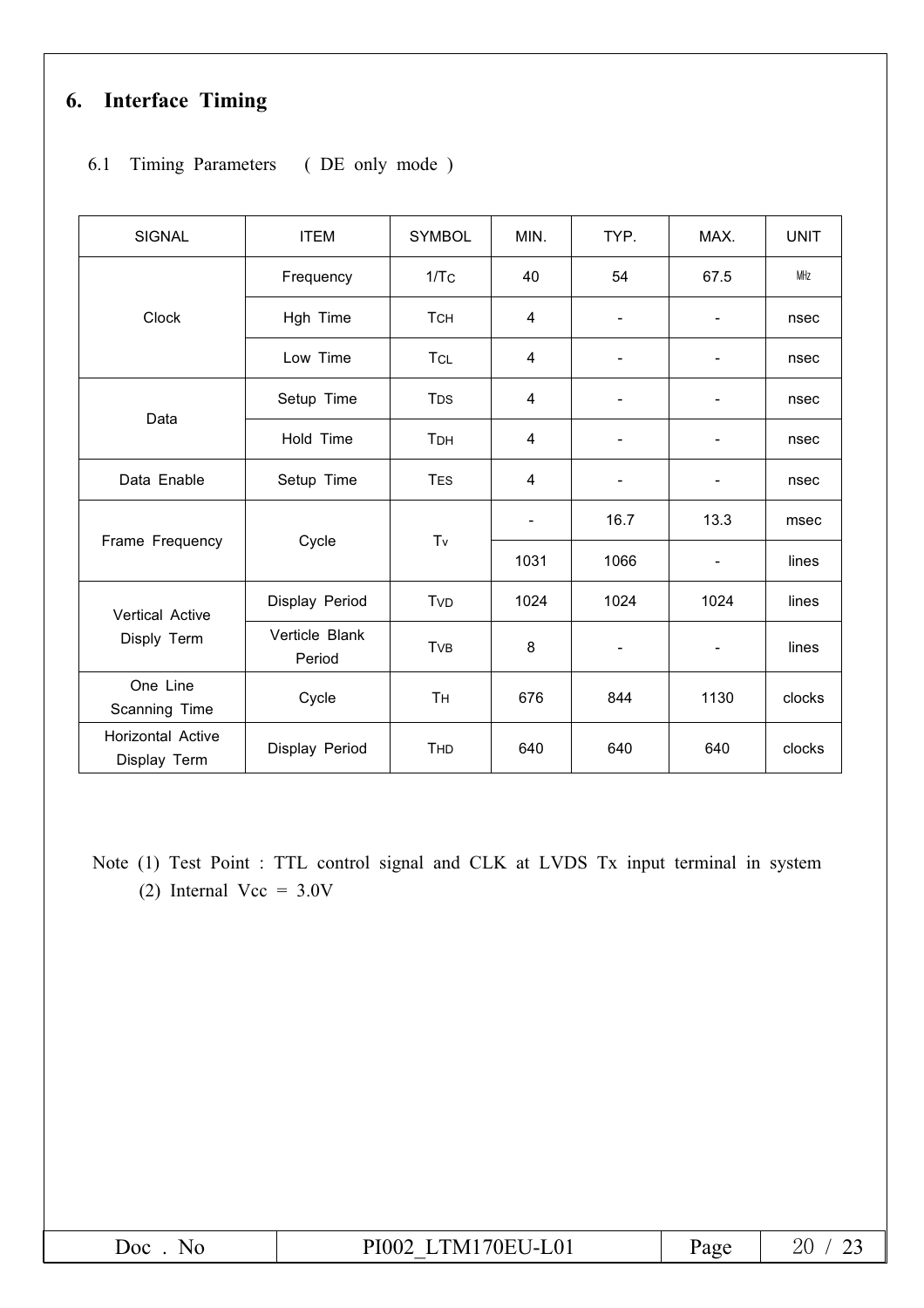# 6. Interface Timing

6.1 Timing Parameters ( DE only mode )

| SIGNAL | ITEM | SYMBOL | MIN. | TYP. | MAX. | UNIT |
|---|---|---|---|---|---|---|
| Clock | Frequency | $1/T_C$ | 40 | 54 | 67.5 | MHz |
| | Hgh Time | $T_{CH}$ | 4 | - | - | nsec |
| | Low Time | $T_{CL}$ | 4 | - | - | nsec |
| Data | Setup Time | $T_{DS}$ | 4 | - | - | nsec |
| | Hold Time | $T_{DH}$ | 4 | - | - | nsec |
| Data Enable | Setup Time | $T_{ES}$ | 4 | - | - | nsec |
| Frame Frequency | Cycle | $T_v$ | - | 16.7 | 13.3 | msec |
| | | | 1031 | 1066 | - | lines |
| Vertical Active Disply Term | Display Period | $T_{VD}$ | 1024 | 1024 | 1024 | lines |
| | Verticle Blank Period | $T_{VB}$ | 8 | - | - | lines |
| One Line Scanning Time | Cycle | $T_H$ | 676 | 844 | 1130 | clocks |
| Horizontal Active Display Term | Display Period | $T_{HD}$ | 640 | 640 | 640 | clocks |

Note (1) Test Point : TTL control signal and CLK at LVDS Tx input terminal in system

(2) Internal Vcc = 3.0V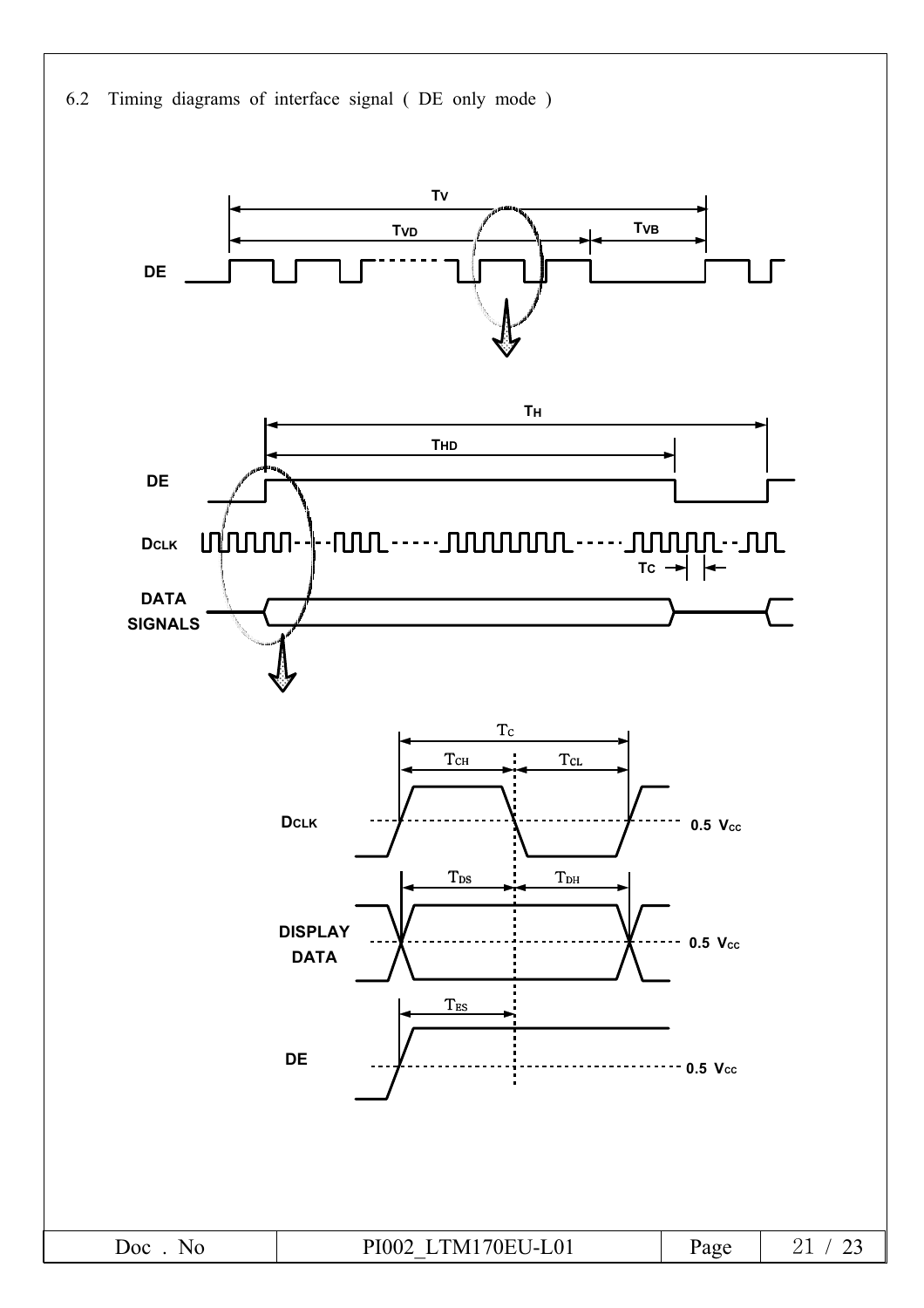6.2 Timing diagrams of interface signal ( DE only mode )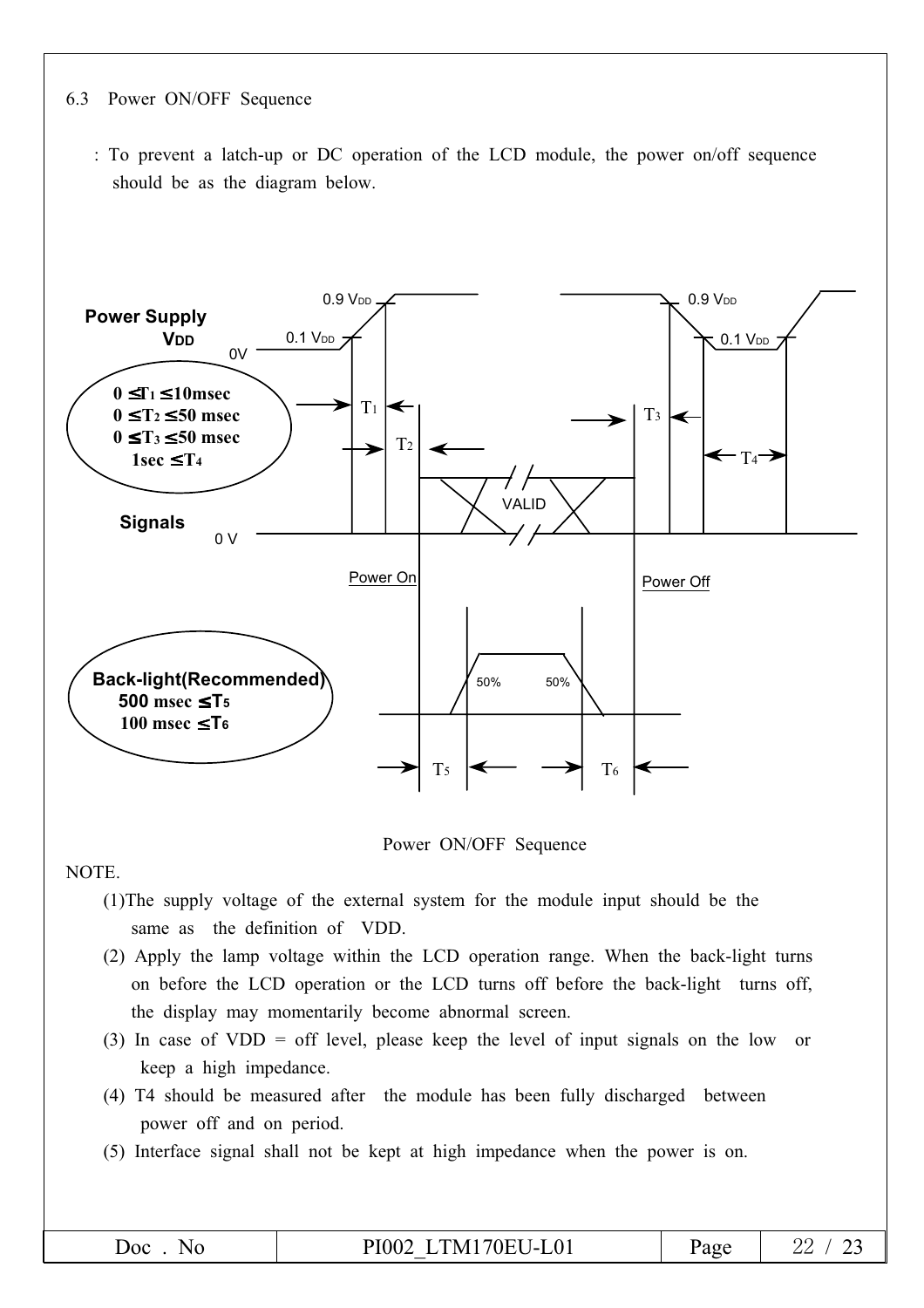### 6.3 Power ON/OFF Sequence

: To prevent a latch-up or DC operation of the LCD module, the power on/off sequence should be as the diagram below.

Power Supply $V_{DD}$

$0 \le T_1 \le 10msec$
$0 \le T_2 \le 50$ msec
$0 \le T_3 \le 50$ msec
$1sec \le T_4$

Signals

Back-light(Recommended)
500 msec $\le T_5$
100 msec $\le T_6$

Power ON/OFF Sequence

NOTE.

(1) The supply voltage of the external system for the module input should be the same as the definition of VDD.

(2) Apply the lamp voltage within the LCD operation range. When the back-light turns on before the LCD operation or the LCD turns off before the back-light turns off, the display may momentarily become abnormal screen.

(3) In case of VDD = off level, please keep the level of input signals on the low or keep a high impedance.

(4) T4 should be measured after the module has been fully discharged between power off and on period.

(5) Interface signal shall not be kept at high impedance when the power is on.

| Doc . No | PI002_LTM170EU-L01 | Page | 22 / 23 |
|---|---|---|---|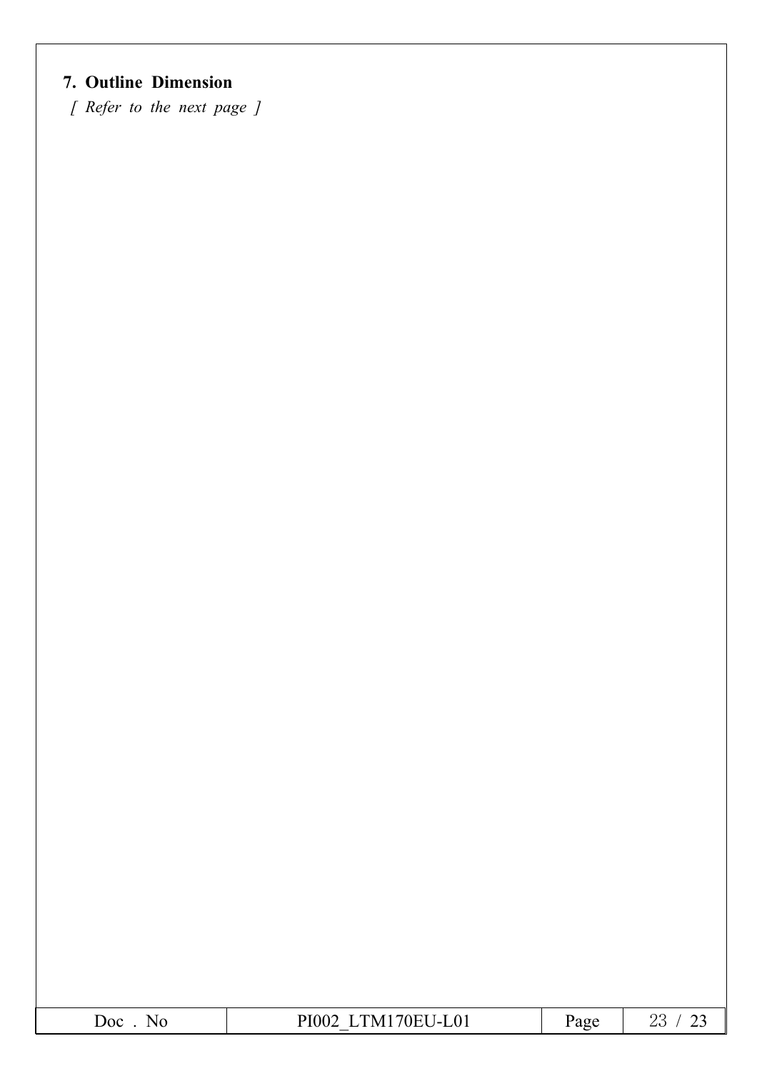## 7. Outline Dimension

*[ Refer to the next page ]*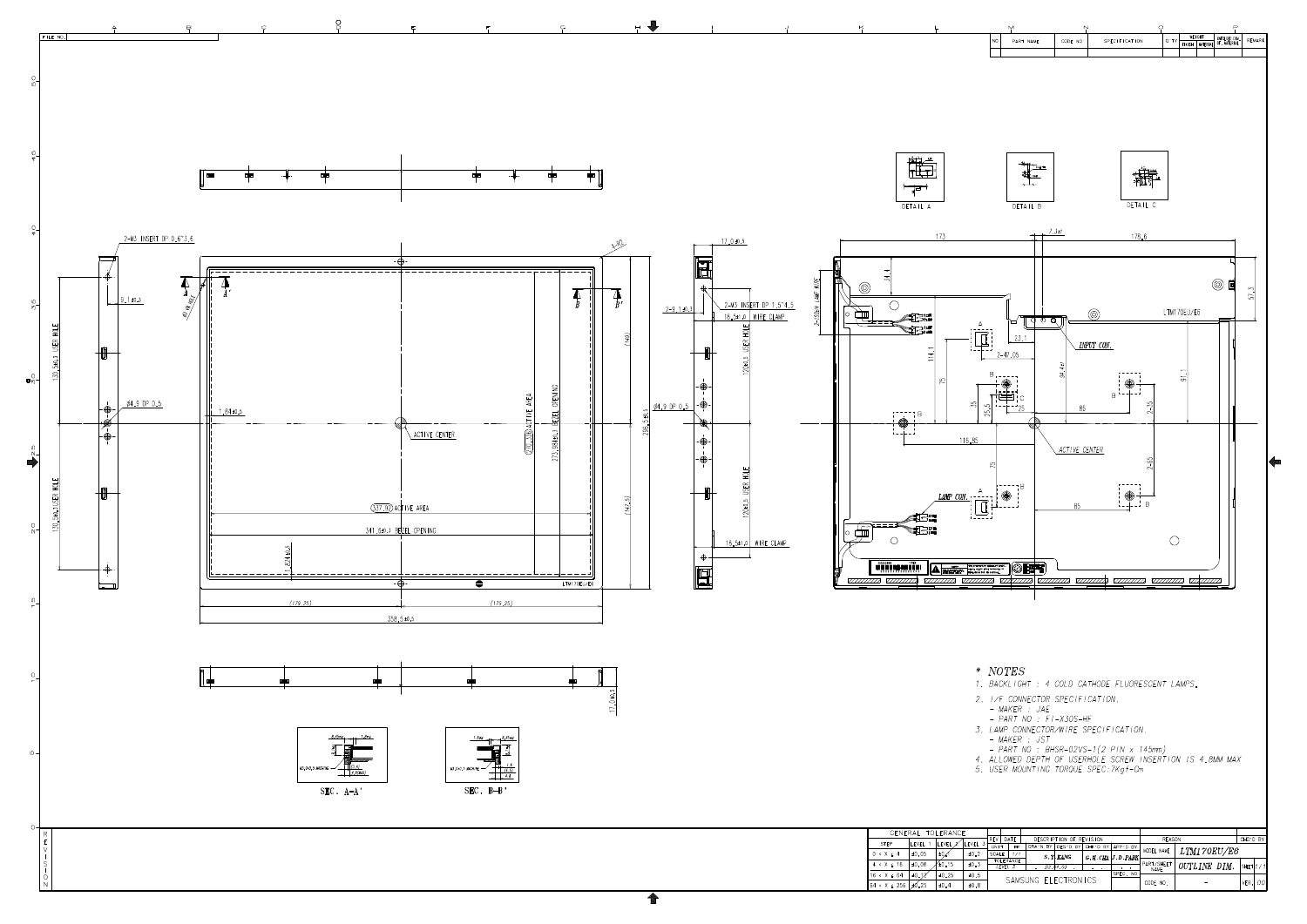* NOTES

1. BACKLIGHT : 4 COLD CATHODE FLUORESCENT LAMPS.
2. I/F CONNECTOR SPECIFICATION.
   - MAKER : JAE
   - PART NO : FI-X30S-HF
3. LAMP CONNECTOR/WIRE SPECIFICATION.
   - MAKER : JST
   - PART NO : BHSR-02VS-1(2 PIN x 145mm)
4. ALLOWED DEPTH OF USERHOLE SCREW INSERTION IS 4.8MM MAX
5. USER MOUNTING TORQUE SPEC:7Kgf-Cm

| GENERAL TOLERANCE | | | |
|---|---|---|---|
| STEP | LEVEL 1 | LEVEL 2 | LEVEL 3 |
| 0 < X ≦ 4 | ±0.05 | ±0.1 | ±0.2 |
| 4 < X ≦ 16 | ±0.08 | ±0.15 | ±0.3 |
| 16 < X ≦ 64 | ±0.12 | ±0.25 | ±0.5 |
| 64 < X ≦ 256 | ±0.20 | ±0.4 | ±0.8 |

SAMSUNG ELECTRONICS

MODEL NAME: LTM170EU/E6

PART/SHEET NAME: OUTLINE DIM.